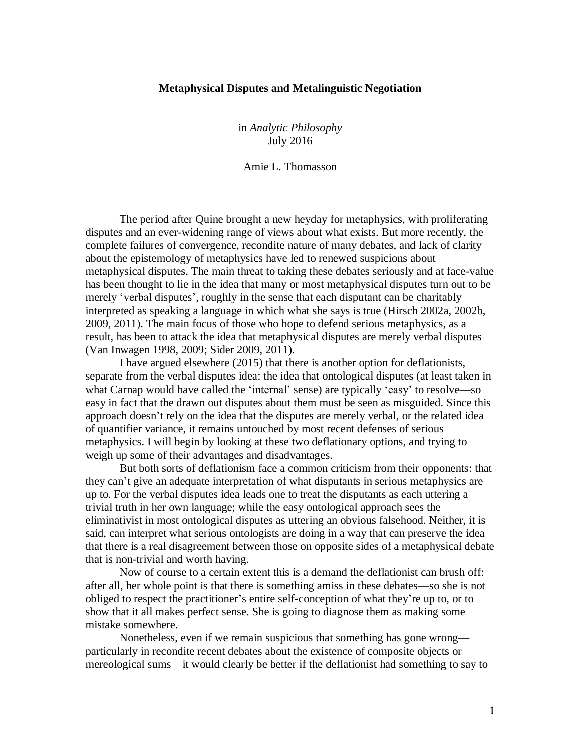# Metaphysical Disputes and Metalinguistic Negotiation

in *Analytic Philosophy*
July 2016

Amie L. Thomasson

The period after Quine brought a new heyday for metaphysics, with proliferating disputes and an ever-widening range of views about what exists. But more recently, the complete failures of convergence, recondite nature of many debates, and lack of clarity about the epistemology of metaphysics have led to renewed suspicions about metaphysical disputes. The main threat to taking these debates seriously and at face-value has been thought to lie in the idea that many or most metaphysical disputes turn out to be merely 'verbal disputes', roughly in the sense that each disputant can be charitably interpreted as speaking a language in which what she says is true (Hirsch 2002a, 2002b, 2009, 2011). The main focus of those who hope to defend serious metaphysics, as a result, has been to attack the idea that metaphysical disputes are merely verbal disputes (Van Inwagen 1998, 2009; Sider 2009, 2011).

I have argued elsewhere (2015) that there is another option for deflationists, separate from the verbal disputes idea: the idea that ontological disputes (at least taken in what Carnap would have called the 'internal' sense) are typically 'easy' to resolve—so easy in fact that the drawn out disputes about them must be seen as misguided. Since this approach doesn't rely on the idea that the disputes are merely verbal, or the related idea of quantifier variance, it remains untouched by most recent defenses of serious metaphysics. I will begin by looking at these two deflationary options, and trying to weigh up some of their advantages and disadvantages.

But both sorts of deflationism face a common criticism from their opponents: that they can't give an adequate interpretation of what disputants in serious metaphysics are up to. For the verbal disputes idea leads one to treat the disputants as each uttering a trivial truth in her own language; while the easy ontological approach sees the eliminativist in most ontological disputes as uttering an obvious falsehood. Neither, it is said, can interpret what serious ontologists are doing in a way that can preserve the idea that there is a real disagreement between those on opposite sides of a metaphysical debate that is non-trivial and worth having.

Now of course to a certain extent this is a demand the deflationist can brush off: after all, her whole point is that there is something amiss in these debates—so she is not obliged to respect the practitioner's entire self-conception of what they're up to, or to show that it all makes perfect sense. She is going to diagnose them as making some mistake somewhere.

Nonetheless, even if we remain suspicious that something has gone wrong—particularly in recondite recent debates about the existence of composite objects or mereological sums—it would clearly be better if the deflationist had something to say to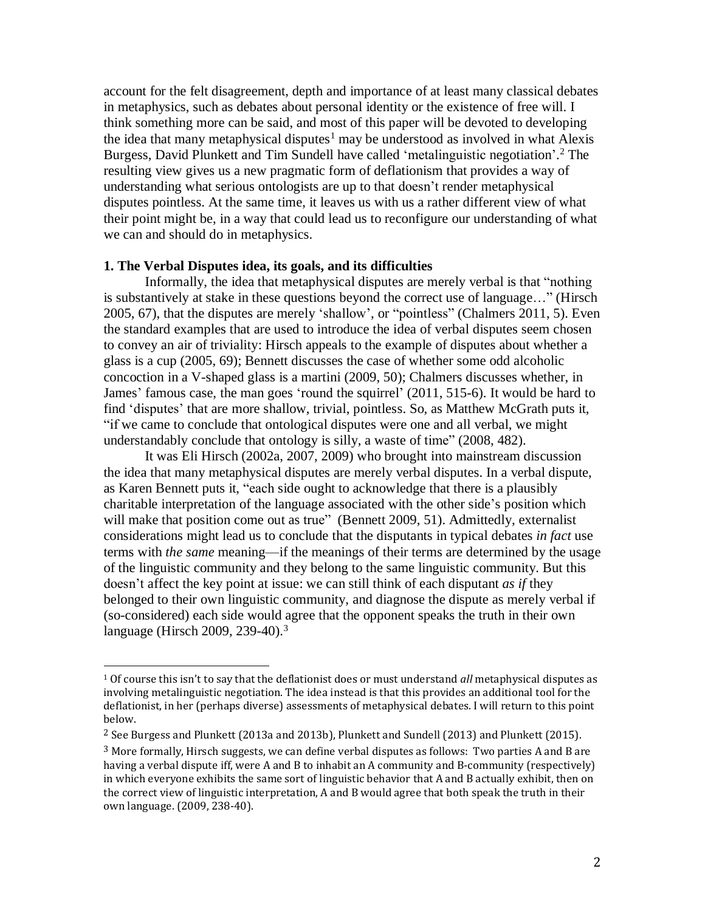account for the felt disagreement, depth and importance of at least many classical debates in metaphysics, such as debates about personal identity or the existence of free will. I think something more can be said, and most of this paper will be devoted to developing the idea that many metaphysical disputes[1] may be understood as involved in what Alexis Burgess, David Plunkett and Tim Sundell have called 'metalinguistic negotiation'.[2] The resulting view gives us a new pragmatic form of deflationism that provides a way of understanding what serious ontologists are up to that doesn't render metaphysical disputes pointless. At the same time, it leaves us with us a rather different view of what their point might be, in a way that could lead us to reconfigure our understanding of what we can and should do in metaphysics.

**1. The Verbal Disputes idea, its goals, and its difficulties**

Informally, the idea that metaphysical disputes are merely verbal is that "nothing is substantively at stake in these questions beyond the correct use of language…" (Hirsch 2005, 67), that the disputes are merely 'shallow', or "pointless" (Chalmers 2011, 5). Even the standard examples that are used to introduce the idea of verbal disputes seem chosen to convey an air of triviality: Hirsch appeals to the example of disputes about whether a glass is a cup (2005, 69); Bennett discusses the case of whether some odd alcoholic concoction in a V-shaped glass is a martini (2009, 50); Chalmers discusses whether, in James' famous case, the man goes 'round the squirrel' (2011, 515-6). It would be hard to find 'disputes' that are more shallow, trivial, pointless. So, as Matthew McGrath puts it, "if we came to conclude that ontological disputes were one and all verbal, we might understandably conclude that ontology is silly, a waste of time" (2008, 482).

It was Eli Hirsch (2002a, 2007, 2009) who brought into mainstream discussion the idea that many metaphysical disputes are merely verbal disputes. In a verbal dispute, as Karen Bennett puts it, "each side ought to acknowledge that there is a plausibly charitable interpretation of the language associated with the other side's position which will make that position come out as true" (Bennett 2009, 51). Admittedly, externalist considerations might lead us to conclude that the disputants in typical debates *in fact* use terms with *the same* meaning—if the meanings of their terms are determined by the usage of the linguistic community and they belong to the same linguistic community. But this doesn't affect the key point at issue: we can still think of each disputant *as if* they belonged to their own linguistic community, and diagnose the dispute as merely verbal if (so-considered) each side would agree that the opponent speaks the truth in their own language (Hirsch 2009, 239-40).[3]

---

[1] Of course this isn't to say that the deflationist does or must understand *all* metaphysical disputes as involving metalinguistic negotiation. The idea instead is that this provides an additional tool for the deflationist, in her (perhaps diverse) assessments of metaphysical debates. I will return to this point below.

[2] See Burgess and Plunkett (2013a and 2013b), Plunkett and Sundell (2013) and Plunkett (2015).

[3] More formally, Hirsch suggests, we can define verbal disputes as follows: Two parties A and B are having a verbal dispute iff, were A and B to inhabit an A community and B-community (respectively) in which everyone exhibits the same sort of linguistic behavior that A and B actually exhibit, then on the correct view of linguistic interpretation, A and B would agree that both speak the truth in their own language. (2009, 238-40).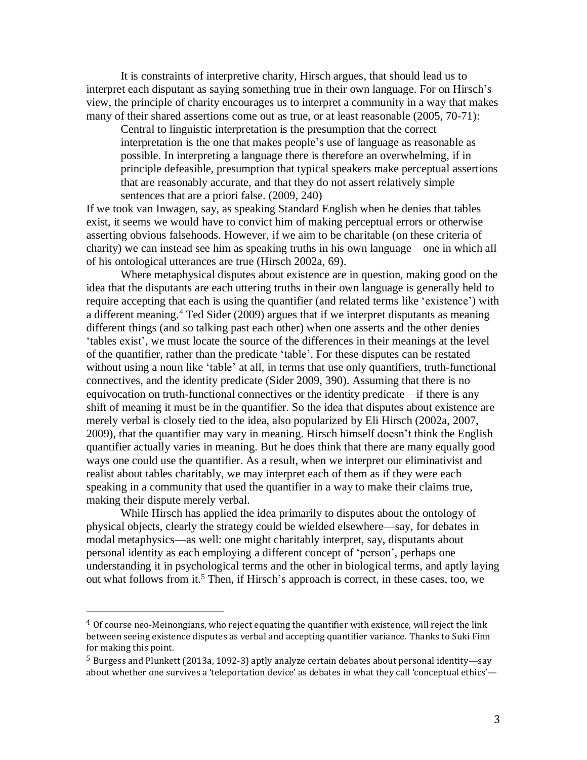It is constraints of interpretive charity, Hirsch argues, that should lead us to interpret each disputant as saying something true in their own language. For on Hirsch's view, the principle of charity encourages us to interpret a community in a way that makes many of their shared assertions come out as true, or at least reasonable (2005, 70-71):

> Central to linguistic interpretation is the presumption that the correct interpretation is the one that makes people's use of language as reasonable as possible. In interpreting a language there is therefore an overwhelming, if in principle defeasible, presumption that typical speakers make perceptual assertions that are reasonably accurate, and that they do not assert relatively simple sentences that are a priori false. (2009, 240)

If we took van Inwagen, say, as speaking Standard English when he denies that tables exist, it seems we would have to convict him of making perceptual errors or otherwise asserting obvious falsehoods. However, if we aim to be charitable (on these criteria of charity) we can instead see him as speaking truths in his own language—one in which all of his ontological utterances are true (Hirsch 2002a, 69).

Where metaphysical disputes about existence are in question, making good on the idea that the disputants are each uttering truths in their own language is generally held to require accepting that each is using the quantifier (and related terms like 'existence') with a different meaning.[4] Ted Sider (2009) argues that if we interpret disputants as meaning different things (and so talking past each other) when one asserts and the other denies 'tables exist', we must locate the source of the differences in their meanings at the level of the quantifier, rather than the predicate 'table'. For these disputes can be restated without using a noun like 'table' at all, in terms that use only quantifiers, truth-functional connectives, and the identity predicate (Sider 2009, 390). Assuming that there is no equivocation on truth-functional connectives or the identity predicate—if there is any shift of meaning it must be in the quantifier. So the idea that disputes about existence are merely verbal is closely tied to the idea, also popularized by Eli Hirsch (2002a, 2007, 2009), that the quantifier may vary in meaning. Hirsch himself doesn't think the English quantifier actually varies in meaning. But he does think that there are many equally good ways one could use the quantifier. As a result, when we interpret our eliminativist and realist about tables charitably, we may interpret each of them as if they were each speaking in a community that used the quantifier in a way to make their claims true, making their dispute merely verbal.

While Hirsch has applied the idea primarily to disputes about the ontology of physical objects, clearly the strategy could be wielded elsewhere—say, for debates in modal metaphysics—as well: one might charitably interpret, say, disputants about personal identity as each employing a different concept of 'person', perhaps one understanding it in psychological terms and the other in biological terms, and aptly laying out what follows from it.[5] Then, if Hirsch's approach is correct, in these cases, too, we

---

[4] Of course neo-Meinongians, who reject equating the quantifier with existence, will reject the link between seeing existence disputes as verbal and accepting quantifier variance. Thanks to Suki Finn for making this point.

[5] Burgess and Plunkett (2013a, 1092-3) aptly analyze certain debates about personal identity—say about whether one survives a 'teleportation device' as debates in what they call 'conceptual ethics'—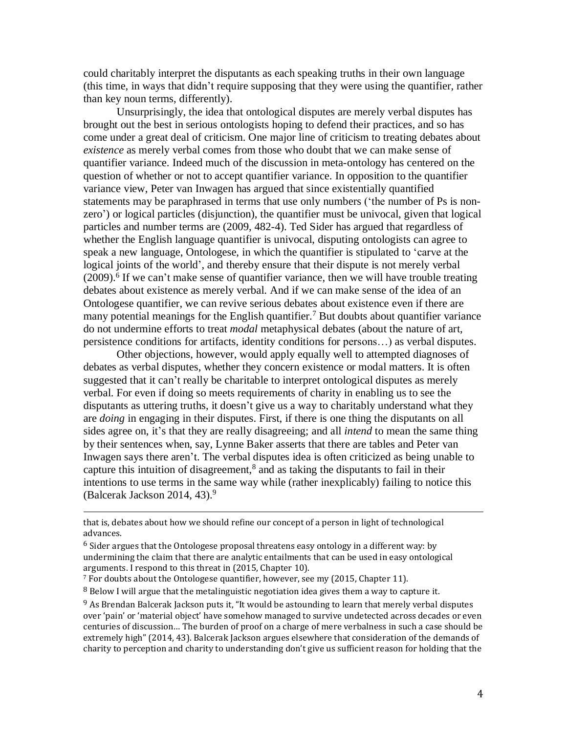could charitably interpret the disputants as each speaking truths in their own language (this time, in ways that didn't require supposing that they were using the quantifier, rather than key noun terms, differently).

Unsurprisingly, the idea that ontological disputes are merely verbal disputes has brought out the best in serious ontologists hoping to defend their practices, and so has come under a great deal of criticism. One major line of criticism to treating debates about *existence* as merely verbal comes from those who doubt that we can make sense of quantifier variance. Indeed much of the discussion in meta-ontology has centered on the question of whether or not to accept quantifier variance. In opposition to the quantifier variance view, Peter van Inwagen has argued that since existentially quantified statements may be paraphrased in terms that use only numbers ('the number of Ps is non-zero') or logical particles (disjunction), the quantifier must be univocal, given that logical particles and number terms are (2009, 482-4). Ted Sider has argued that regardless of whether the English language quantifier is univocal, disputing ontologists can agree to speak a new language, Ontologese, in which the quantifier is stipulated to 'carve at the logical joints of the world', and thereby ensure that their dispute is not merely verbal (2009).[6] If we can't make sense of quantifier variance, then we will have trouble treating debates about existence as merely verbal. And if we can make sense of the idea of an Ontologese quantifier, we can revive serious debates about existence even if there are many potential meanings for the English quantifier.[7] But doubts about quantifier variance do not undermine efforts to treat *modal* metaphysical debates (about the nature of art, persistence conditions for artifacts, identity conditions for persons…) as verbal disputes.

Other objections, however, would apply equally well to attempted diagnoses of debates as verbal disputes, whether they concern existence or modal matters. It is often suggested that it can't really be charitable to interpret ontological disputes as merely verbal. For even if doing so meets requirements of charity in enabling us to see the disputants as uttering truths, it doesn't give us a way to charitably understand what they are *doing* in engaging in their disputes. First, if there is one thing the disputants on all sides agree on, it's that they are really disagreeing; and all *intend* to mean the same thing by their sentences when, say, Lynne Baker asserts that there are tables and Peter van Inwagen says there aren't. The verbal disputes idea is often criticized as being unable to capture this intuition of disagreement,[8] and as taking the disputants to fail in their intentions to use terms in the same way while (rather inexplicably) failing to notice this (Balcerak Jackson 2014, 43).[9]

---

that is, debates about how we should refine our concept of a person in light of technological advances.

[6] Sider argues that the Ontologese proposal threatens easy ontology in a different way: by undermining the claim that there are analytic entailments that can be used in easy ontological arguments. I respond to this threat in (2015, Chapter 10).

[7] For doubts about the Ontologese quantifier, however, see my (2015, Chapter 11).

[8] Below I will argue that the metalinguistic negotiation idea gives them a way to capture it.

[9] As Brendan Balcerak Jackson puts it, "It would be astounding to learn that merely verbal disputes over 'pain' or 'material object' have somehow managed to survive undetected across decades or even centuries of discussion… The burden of proof on a charge of mere verbalness in such a case should be extremely high" (2014, 43). Balcerak Jackson argues elsewhere that consideration of the demands of charity to perception and charity to understanding don't give us sufficient reason for holding that the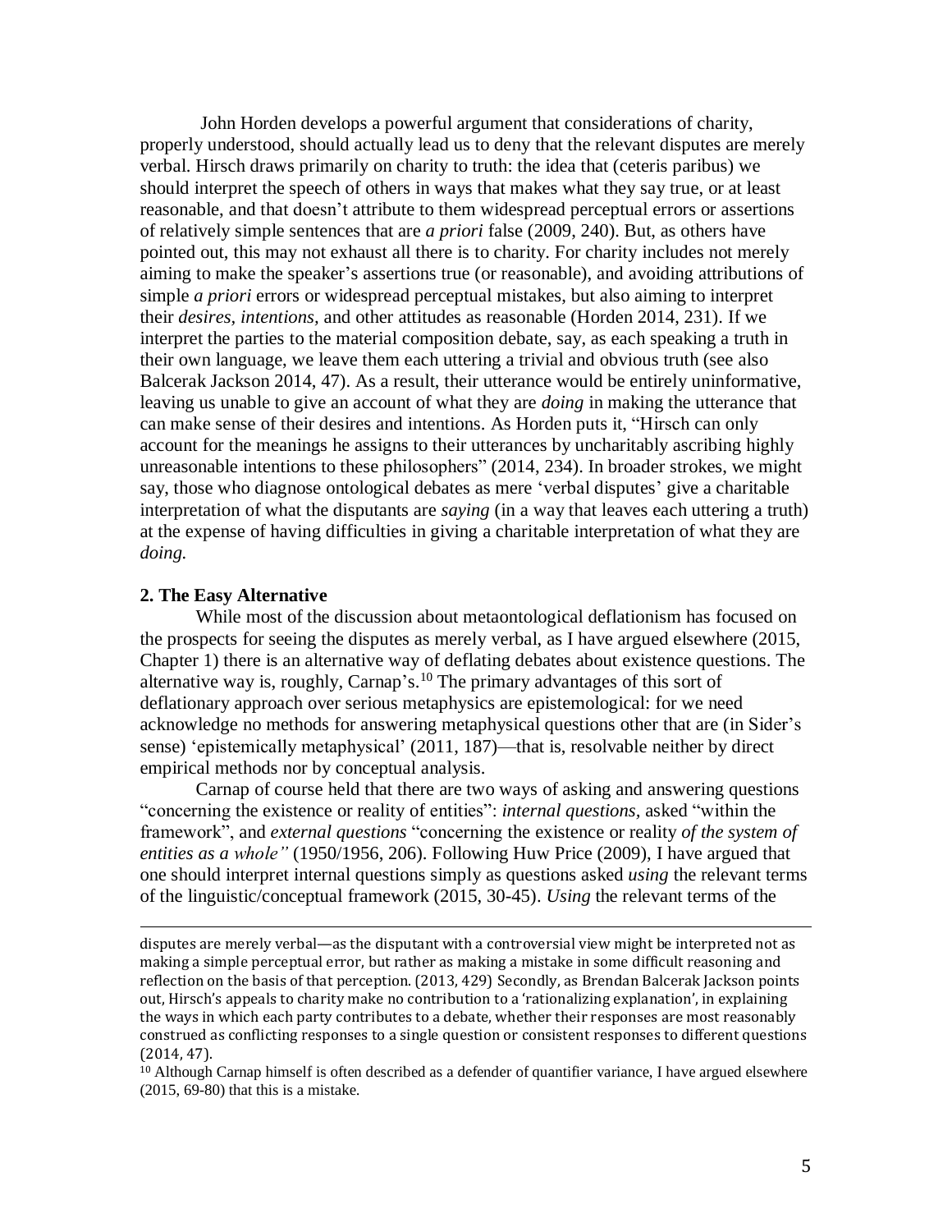John Horden develops a powerful argument that considerations of charity, properly understood, should actually lead us to deny that the relevant disputes are merely verbal. Hirsch draws primarily on charity to truth: the idea that (ceteris paribus) we should interpret the speech of others in ways that makes what they say true, or at least reasonable, and that doesn't attribute to them widespread perceptual errors or assertions of relatively simple sentences that are *a priori* false (2009, 240). But, as others have pointed out, this may not exhaust all there is to charity. For charity includes not merely aiming to make the speaker's assertions true (or reasonable), and avoiding attributions of simple *a priori* errors or widespread perceptual mistakes, but also aiming to interpret their *desires*, *intentions*, and other attitudes as reasonable (Horden 2014, 231). If we interpret the parties to the material composition debate, say, as each speaking a truth in their own language, we leave them each uttering a trivial and obvious truth (see also Balcerak Jackson 2014, 47). As a result, their utterance would be entirely uninformative, leaving us unable to give an account of what they are *doing* in making the utterance that can make sense of their desires and intentions. As Horden puts it, "Hirsch can only account for the meanings he assigns to their utterances by uncharitably ascribing highly unreasonable intentions to these philosophers" (2014, 234). In broader strokes, we might say, those who diagnose ontological debates as mere 'verbal disputes' give a charitable interpretation of what the disputants are *saying* (in a way that leaves each uttering a truth) at the expense of having difficulties in giving a charitable interpretation of what they are *doing.*

## 2. The Easy Alternative

While most of the discussion about metaontological deflationism has focused on the prospects for seeing the disputes as merely verbal, as I have argued elsewhere (2015, Chapter 1) there is an alternative way of deflating debates about existence questions. The alternative way is, roughly, Carnap's.[10] The primary advantages of this sort of deflationary approach over serious metaphysics are epistemological: for we need acknowledge no methods for answering metaphysical questions other that are (in Sider's sense) 'epistemically metaphysical' (2011, 187)—that is, resolvable neither by direct empirical methods nor by conceptual analysis.

Carnap of course held that there are two ways of asking and answering questions "concerning the existence or reality of entities": *internal questions*, asked "within the framework", and *external questions* "concerning the existence or reality *of the system of entities as a whole"* (1950/1956, 206). Following Huw Price (2009), I have argued that one should interpret internal questions simply as questions asked *using* the relevant terms of the linguistic/conceptual framework (2015, 30-45). *Using* the relevant terms of the

---

disputes are merely verbal—as the disputant with a controversial view might be interpreted not as making a simple perceptual error, but rather as making a mistake in some difficult reasoning and reflection on the basis of that perception. (2013, 429) Secondly, as Brendan Balcerak Jackson points out, Hirsch's appeals to charity make no contribution to a 'rationalizing explanation', in explaining the ways in which each party contributes to a debate, whether their responses are most reasonably construed as conflicting responses to a single question or consistent responses to different questions (2014, 47).

[10] Although Carnap himself is often described as a defender of quantifier variance, I have argued elsewhere (2015, 69-80) that this is a mistake.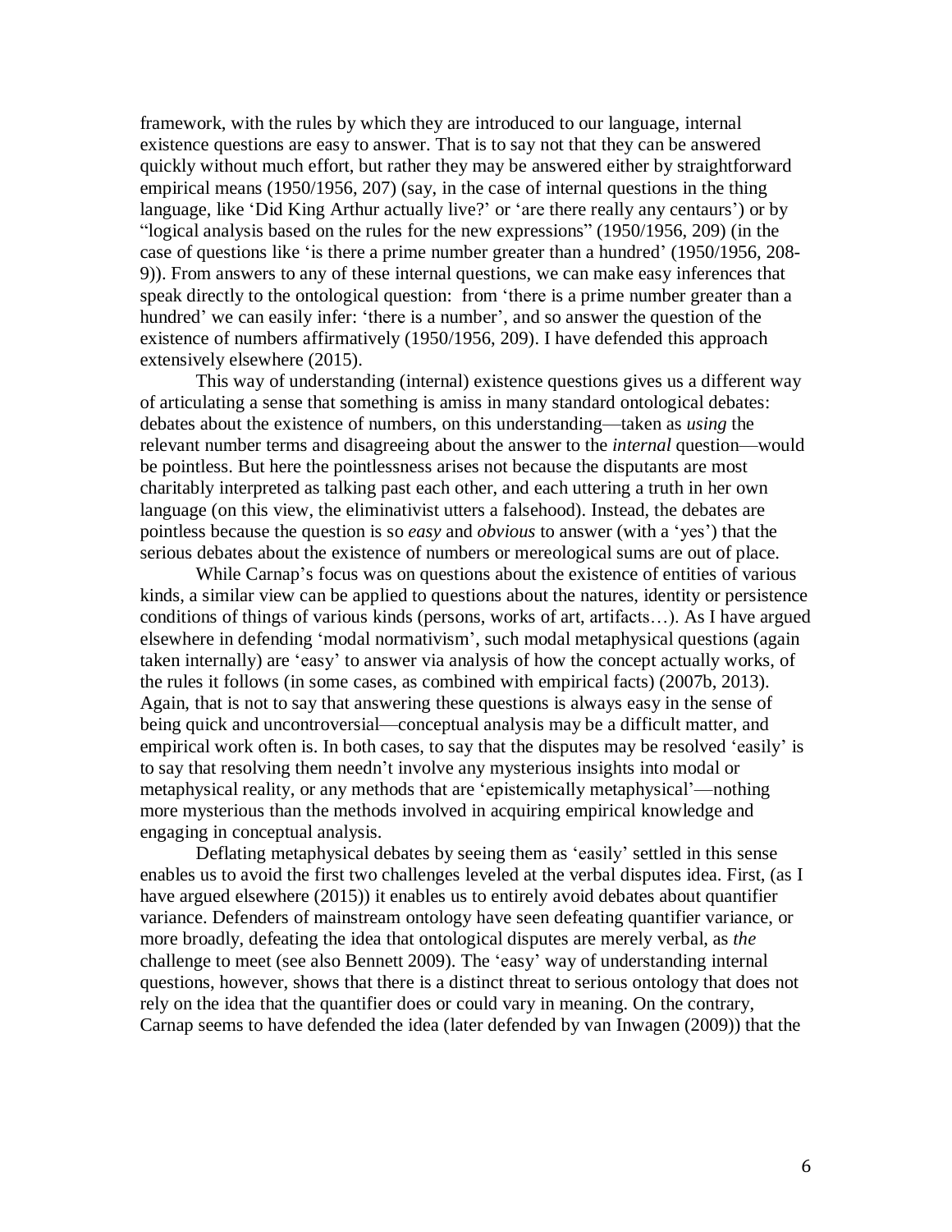framework, with the rules by which they are introduced to our language, internal existence questions are easy to answer. That is to say not that they can be answered quickly without much effort, but rather they may be answered either by straightforward empirical means (1950/1956, 207) (say, in the case of internal questions in the thing language, like 'Did King Arthur actually live?' or 'are there really any centaurs') or by "logical analysis based on the rules for the new expressions" (1950/1956, 209) (in the case of questions like 'is there a prime number greater than a hundred' (1950/1956, 208-9)). From answers to any of these internal questions, we can make easy inferences that speak directly to the ontological question: from 'there is a prime number greater than a hundred' we can easily infer: 'there is a number', and so answer the question of the existence of numbers affirmatively (1950/1956, 209). I have defended this approach extensively elsewhere (2015).

This way of understanding (internal) existence questions gives us a different way of articulating a sense that something is amiss in many standard ontological debates: debates about the existence of numbers, on this understanding—taken as *using* the relevant number terms and disagreeing about the answer to the *internal* question—would be pointless. But here the pointlessness arises not because the disputants are most charitably interpreted as talking past each other, and each uttering a truth in her own language (on this view, the eliminativist utters a falsehood). Instead, the debates are pointless because the question is so *easy* and *obvious* to answer (with a 'yes') that the serious debates about the existence of numbers or mereological sums are out of place.

While Carnap's focus was on questions about the existence of entities of various kinds, a similar view can be applied to questions about the natures, identity or persistence conditions of things of various kinds (persons, works of art, artifacts…). As I have argued elsewhere in defending 'modal normativism', such modal metaphysical questions (again taken internally) are 'easy' to answer via analysis of how the concept actually works, of the rules it follows (in some cases, as combined with empirical facts) (2007b, 2013). Again, that is not to say that answering these questions is always easy in the sense of being quick and uncontroversial—conceptual analysis may be a difficult matter, and empirical work often is. In both cases, to say that the disputes may be resolved 'easily' is to say that resolving them needn't involve any mysterious insights into modal or metaphysical reality, or any methods that are 'epistemically metaphysical'—nothing more mysterious than the methods involved in acquiring empirical knowledge and engaging in conceptual analysis.

Deflating metaphysical debates by seeing them as 'easily' settled in this sense enables us to avoid the first two challenges leveled at the verbal disputes idea. First, (as I have argued elsewhere (2015)) it enables us to entirely avoid debates about quantifier variance. Defenders of mainstream ontology have seen defeating quantifier variance, or more broadly, defeating the idea that ontological disputes are merely verbal, as *the* challenge to meet (see also Bennett 2009). The 'easy' way of understanding internal questions, however, shows that there is a distinct threat to serious ontology that does not rely on the idea that the quantifier does or could vary in meaning. On the contrary, Carnap seems to have defended the idea (later defended by van Inwagen (2009)) that the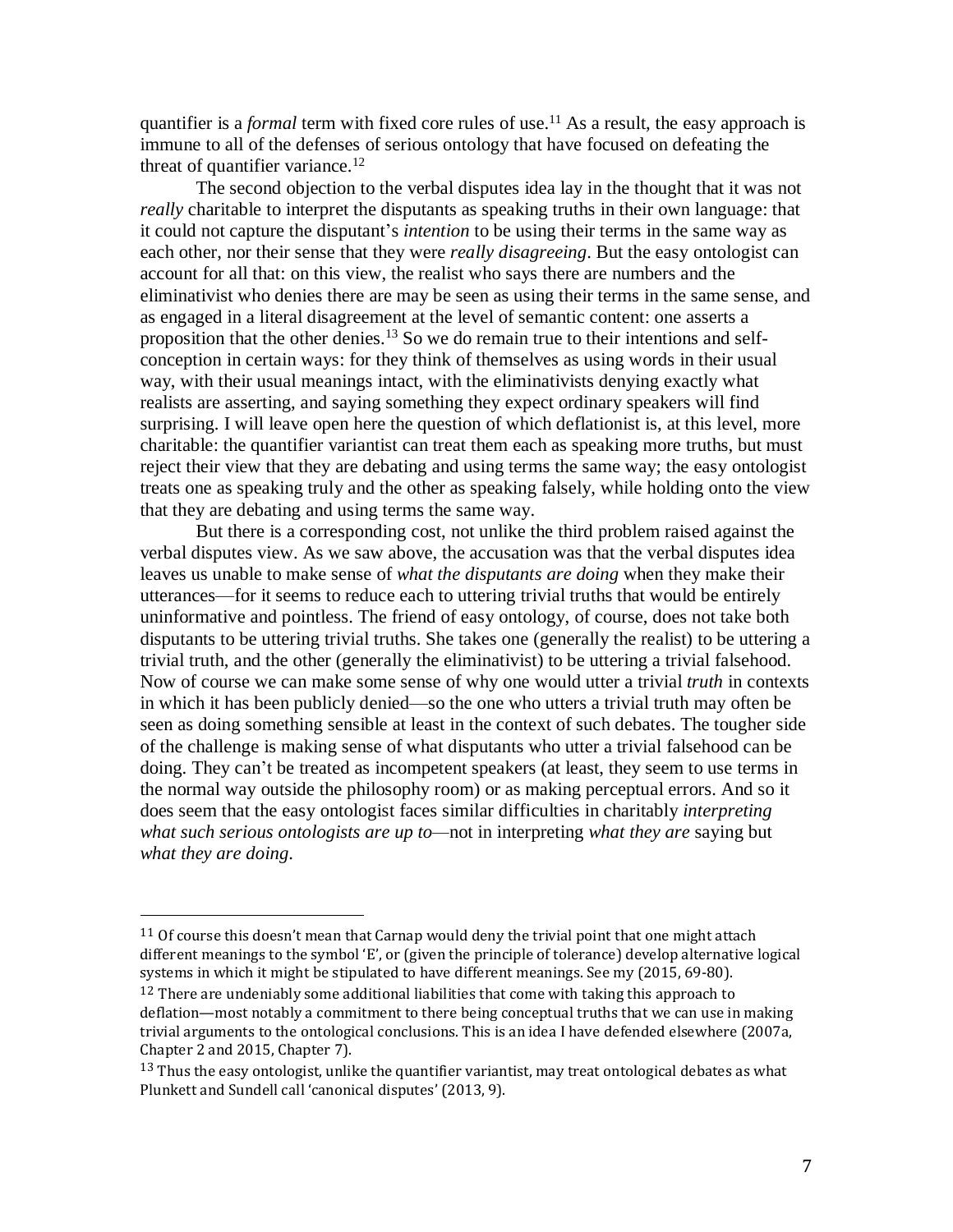quantifier is a *formal* term with fixed core rules of use.[11] As a result, the easy approach is immune to all of the defenses of serious ontology that have focused on defeating the threat of quantifier variance.[12]

The second objection to the verbal disputes idea lay in the thought that it was not *really* charitable to interpret the disputants as speaking truths in their own language: that it could not capture the disputant's *intention* to be using their terms in the same way as each other, nor their sense that they were *really disagreeing*. But the easy ontologist can account for all that: on this view, the realist who says there are numbers and the eliminativist who denies there are may be seen as using their terms in the same sense, and as engaged in a literal disagreement at the level of semantic content: one asserts a proposition that the other denies.[13] So we do remain true to their intentions and self-conception in certain ways: for they think of themselves as using words in their usual way, with their usual meanings intact, with the eliminativists denying exactly what realists are asserting, and saying something they expect ordinary speakers will find surprising. I will leave open here the question of which deflationist is, at this level, more charitable: the quantifier variantist can treat them each as speaking more truths, but must reject their view that they are debating and using terms the same way; the easy ontologist treats one as speaking truly and the other as speaking falsely, while holding onto the view that they are debating and using terms the same way.

But there is a corresponding cost, not unlike the third problem raised against the verbal disputes view. As we saw above, the accusation was that the verbal disputes idea leaves us unable to make sense of *what the disputants are doing* when they make their utterances—for it seems to reduce each to uttering trivial truths that would be entirely uninformative and pointless. The friend of easy ontology, of course, does not take both disputants to be uttering trivial truths. She takes one (generally the realist) to be uttering a trivial truth, and the other (generally the eliminativist) to be uttering a trivial falsehood. Now of course we can make some sense of why one would utter a trivial *truth* in contexts in which it has been publicly denied—so the one who utters a trivial truth may often be seen as doing something sensible at least in the context of such debates. The tougher side of the challenge is making sense of what disputants who utter a trivial falsehood can be doing. They can't be treated as incompetent speakers (at least, they seem to use terms in the normal way outside the philosophy room) or as making perceptual errors. And so it does seem that the easy ontologist faces similar difficulties in charitably *interpreting what such serious ontologists are up to*—not in interpreting *what they are* saying but *what they are doing*.

---

[11] Of course this doesn't mean that Carnap would deny the trivial point that one might attach different meanings to the symbol 'E', or (given the principle of tolerance) develop alternative logical systems in which it might be stipulated to have different meanings. See my (2015, 69-80).

[12] There are undeniably some additional liabilities that come with taking this approach to deflation—most notably a commitment to there being conceptual truths that we can use in making trivial arguments to the ontological conclusions. This is an idea I have defended elsewhere (2007a, Chapter 2 and 2015, Chapter 7).

[13] Thus the easy ontologist, unlike the quantifier variantist, may treat ontological debates as what Plunkett and Sundell call 'canonical disputes' (2013, 9).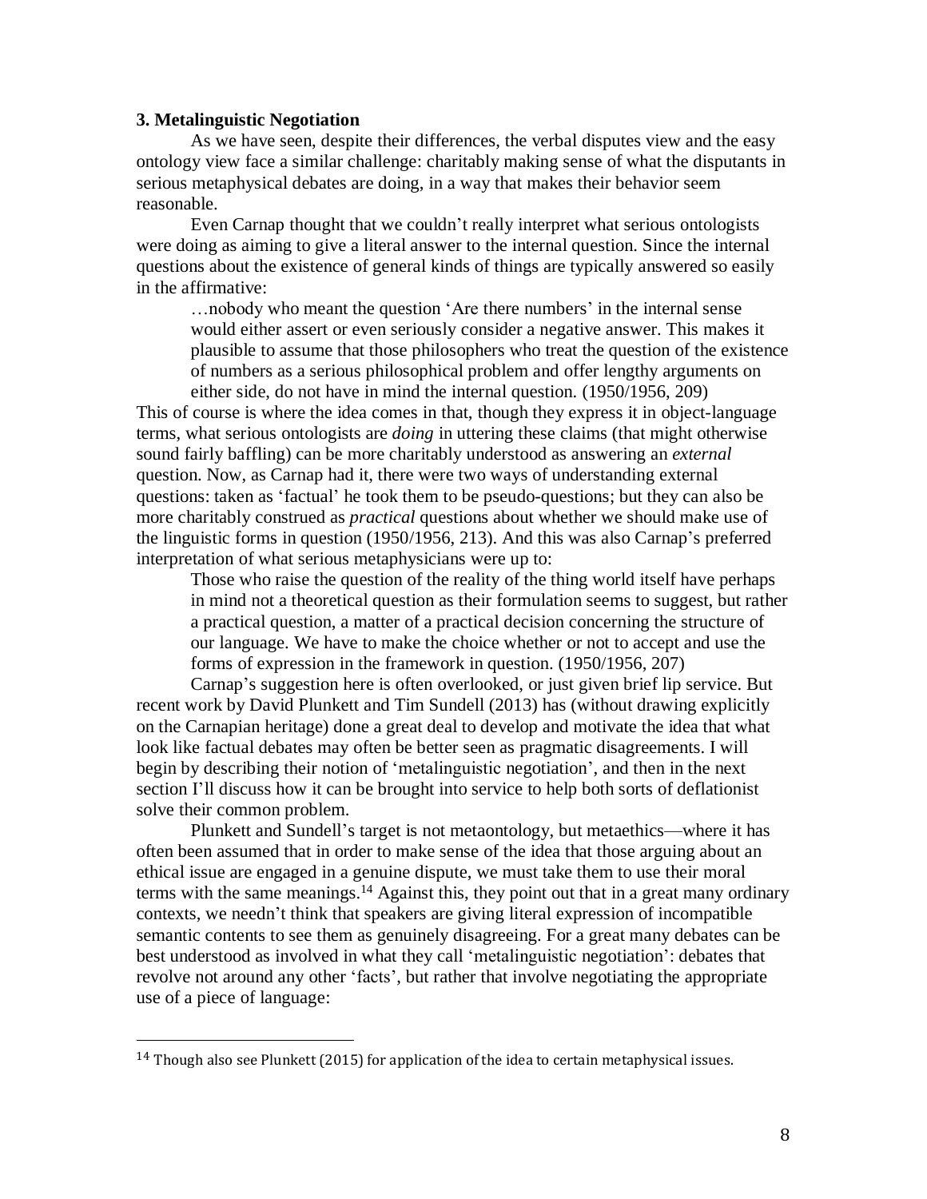### 3. Metalinguistic Negotiation

As we have seen, despite their differences, the verbal disputes view and the easy ontology view face a similar challenge: charitably making sense of what the disputants in serious metaphysical debates are doing, in a way that makes their behavior seem reasonable.

Even Carnap thought that we couldn't really interpret what serious ontologists were doing as aiming to give a literal answer to the internal question. Since the internal questions about the existence of general kinds of things are typically answered so easily in the affirmative:

> …nobody who meant the question 'Are there numbers' in the internal sense would either assert or even seriously consider a negative answer. This makes it plausible to assume that those philosophers who treat the question of the existence of numbers as a serious philosophical problem and offer lengthy arguments on either side, do not have in mind the internal question. (1950/1956, 209)

This of course is where the idea comes in that, though they express it in object-language terms, what serious ontologists are *doing* in uttering these claims (that might otherwise sound fairly baffling) can be more charitably understood as answering an *external* question. Now, as Carnap had it, there were two ways of understanding external questions: taken as 'factual' he took them to be pseudo-questions; but they can also be more charitably construed as *practical* questions about whether we should make use of the linguistic forms in question (1950/1956, 213). And this was also Carnap's preferred interpretation of what serious metaphysicians were up to:

> Those who raise the question of the reality of the thing world itself have perhaps in mind not a theoretical question as their formulation seems to suggest, but rather a practical question, a matter of a practical decision concerning the structure of our language. We have to make the choice whether or not to accept and use the forms of expression in the framework in question. (1950/1956, 207)

Carnap's suggestion here is often overlooked, or just given brief lip service. But recent work by David Plunkett and Tim Sundell (2013) has (without drawing explicitly on the Carnapian heritage) done a great deal to develop and motivate the idea that what look like factual debates may often be better seen as pragmatic disagreements. I will begin by describing their notion of 'metalinguistic negotiation', and then in the next section I'll discuss how it can be brought into service to help both sorts of deflationist solve their common problem.

Plunkett and Sundell's target is not metaontology, but metaethics—where it has often been assumed that in order to make sense of the idea that those arguing about an ethical issue are engaged in a genuine dispute, we must take them to use their moral terms with the same meanings.[14] Against this, they point out that in a great many ordinary contexts, we needn't think that speakers are giving literal expression of incompatible semantic contents to see them as genuinely disagreeing. For a great many debates can be best understood as involved in what they call 'metalinguistic negotiation': debates that revolve not around any other 'facts', but rather that involve negotiating the appropriate use of a piece of language:

[14] Though also see Plunkett (2015) for application of the idea to certain metaphysical issues.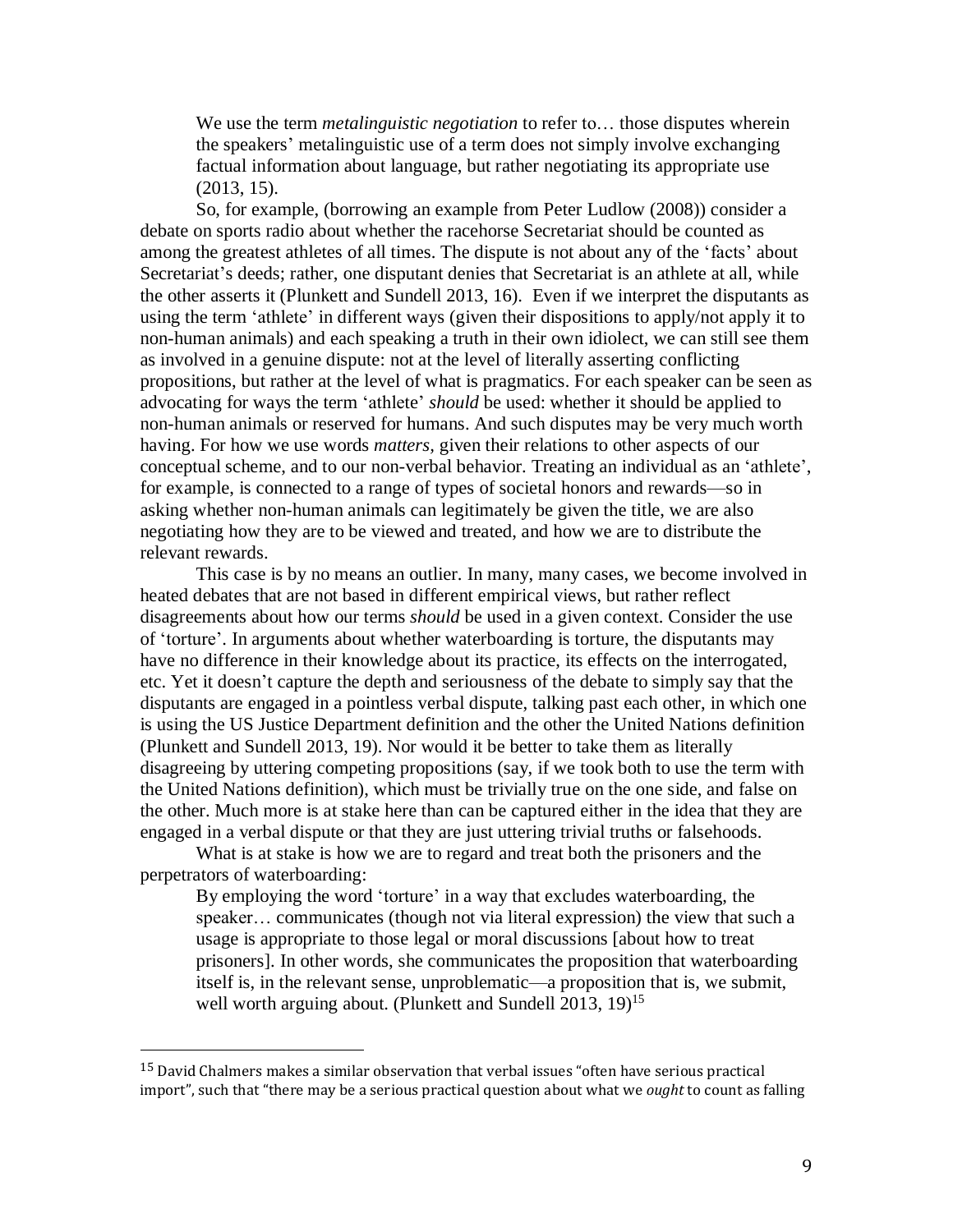> We use the term *metalinguistic negotiation* to refer to… those disputes wherein the speakers' metalinguistic use of a term does not simply involve exchanging factual information about language, but rather negotiating its appropriate use (2013, 15).

So, for example, (borrowing an example from Peter Ludlow (2008)) consider a debate on sports radio about whether the racehorse Secretariat should be counted as among the greatest athletes of all times. The dispute is not about any of the 'facts' about Secretariat's deeds; rather, one disputant denies that Secretariat is an athlete at all, while the other asserts it (Plunkett and Sundell 2013, 16). Even if we interpret the disputants as using the term 'athlete' in different ways (given their dispositions to apply/not apply it to non-human animals) and each speaking a truth in their own idiolect, we can still see them as involved in a genuine dispute: not at the level of literally asserting conflicting propositions, but rather at the level of what is pragmatics. For each speaker can be seen as advocating for ways the term 'athlete' *should* be used: whether it should be applied to non-human animals or reserved for humans. And such disputes may be very much worth having. For how we use words *matters*, given their relations to other aspects of our conceptual scheme, and to our non-verbal behavior. Treating an individual as an 'athlete', for example, is connected to a range of types of societal honors and rewards—so in asking whether non-human animals can legitimately be given the title, we are also negotiating how they are to be viewed and treated, and how we are to distribute the relevant rewards.

This case is by no means an outlier. In many, many cases, we become involved in heated debates that are not based in different empirical views, but rather reflect disagreements about how our terms *should* be used in a given context. Consider the use of 'torture'. In arguments about whether waterboarding is torture, the disputants may have no difference in their knowledge about its practice, its effects on the interrogated, etc. Yet it doesn't capture the depth and seriousness of the debate to simply say that the disputants are engaged in a pointless verbal dispute, talking past each other, in which one is using the US Justice Department definition and the other the United Nations definition (Plunkett and Sundell 2013, 19). Nor would it be better to take them as literally disagreeing by uttering competing propositions (say, if we took both to use the term with the United Nations definition), which must be trivially true on the one side, and false on the other. Much more is at stake here than can be captured either in the idea that they are engaged in a verbal dispute or that they are just uttering trivial truths or falsehoods.

What is at stake is how we are to regard and treat both the prisoners and the perpetrators of waterboarding:

> By employing the word 'torture' in a way that excludes waterboarding, the speaker… communicates (though not via literal expression) the view that such a usage is appropriate to those legal or moral discussions [about how to treat prisoners]. In other words, she communicates the proposition that waterboarding itself is, in the relevant sense, unproblematic—a proposition that is, we submit, well worth arguing about. (Plunkett and Sundell 2013, 19)[15]

---

[15] David Chalmers makes a similar observation that verbal issues "often have serious practical import", such that "there may be a serious practical question about what we *ought* to count as falling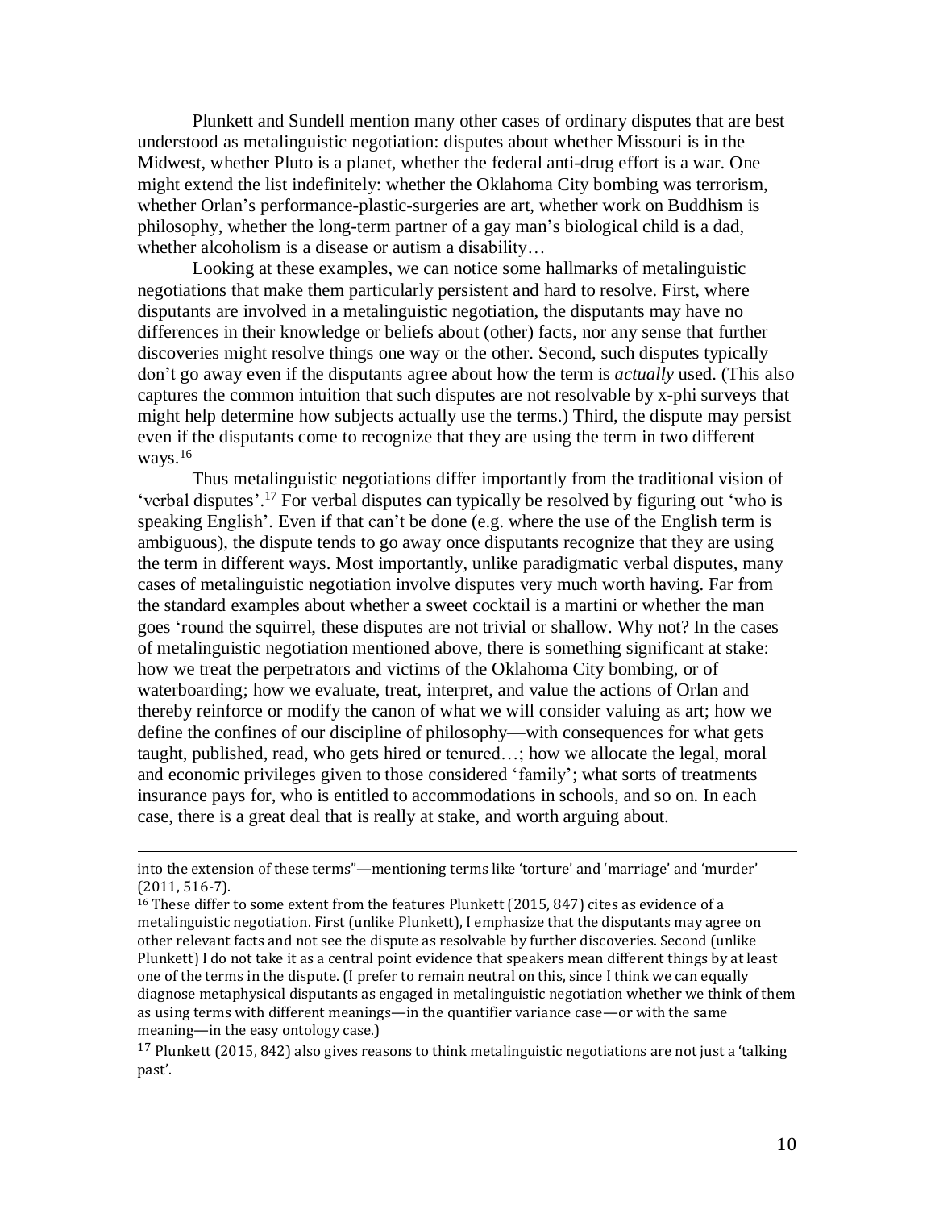Plunkett and Sundell mention many other cases of ordinary disputes that are best understood as metalinguistic negotiation: disputes about whether Missouri is in the Midwest, whether Pluto is a planet, whether the federal anti-drug effort is a war. One might extend the list indefinitely: whether the Oklahoma City bombing was terrorism, whether Orlan's performance-plastic-surgeries are art, whether work on Buddhism is philosophy, whether the long-term partner of a gay man's biological child is a dad, whether alcoholism is a disease or autism a disability…

Looking at these examples, we can notice some hallmarks of metalinguistic negotiations that make them particularly persistent and hard to resolve. First, where disputants are involved in a metalinguistic negotiation, the disputants may have no differences in their knowledge or beliefs about (other) facts, nor any sense that further discoveries might resolve things one way or the other. Second, such disputes typically don't go away even if the disputants agree about how the term is *actually* used. (This also captures the common intuition that such disputes are not resolvable by x-phi surveys that might help determine how subjects actually use the terms.) Third, the dispute may persist even if the disputants come to recognize that they are using the term in two different ways.[16]

Thus metalinguistic negotiations differ importantly from the traditional vision of 'verbal disputes'.[17] For verbal disputes can typically be resolved by figuring out 'who is speaking English'. Even if that can't be done (e.g. where the use of the English term is ambiguous), the dispute tends to go away once disputants recognize that they are using the term in different ways. Most importantly, unlike paradigmatic verbal disputes, many cases of metalinguistic negotiation involve disputes very much worth having. Far from the standard examples about whether a sweet cocktail is a martini or whether the man goes 'round the squirrel, these disputes are not trivial or shallow. Why not? In the cases of metalinguistic negotiation mentioned above, there is something significant at stake: how we treat the perpetrators and victims of the Oklahoma City bombing, or of waterboarding; how we evaluate, treat, interpret, and value the actions of Orlan and thereby reinforce or modify the canon of what we will consider valuing as art; how we define the confines of our discipline of philosophy—with consequences for what gets taught, published, read, who gets hired or tenured…; how we allocate the legal, moral and economic privileges given to those considered 'family'; what sorts of treatments insurance pays for, who is entitled to accommodations in schools, and so on. In each case, there is a great deal that is really at stake, and worth arguing about.

---

into the extension of these terms"—mentioning terms like 'torture' and 'marriage' and 'murder' (2011, 516-7).

[16] These differ to some extent from the features Plunkett (2015, 847) cites as evidence of a metalinguistic negotiation. First (unlike Plunkett), I emphasize that the disputants may agree on other relevant facts and not see the dispute as resolvable by further discoveries. Second (unlike Plunkett) I do not take it as a central point evidence that speakers mean different things by at least one of the terms in the dispute. (I prefer to remain neutral on this, since I think we can equally diagnose metaphysical disputants as engaged in metalinguistic negotiation whether we think of them as using terms with different meanings—in the quantifier variance case—or with the same meaning—in the easy ontology case.)

[17] Plunkett (2015, 842) also gives reasons to think metalinguistic negotiations are not just a 'talking past'.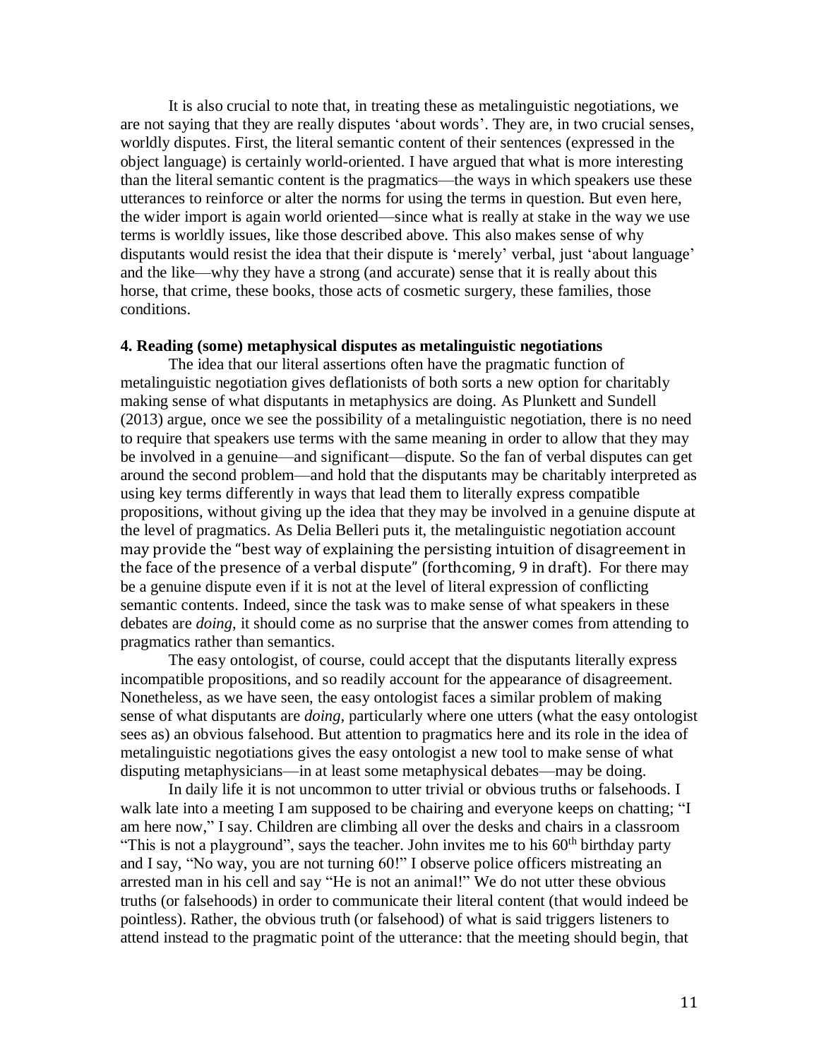It is also crucial to note that, in treating these as metalinguistic negotiations, we are not saying that they are really disputes 'about words'. They are, in two crucial senses, worldly disputes. First, the literal semantic content of their sentences (expressed in the object language) is certainly world-oriented. I have argued that what is more interesting than the literal semantic content is the pragmatics—the ways in which speakers use these utterances to reinforce or alter the norms for using the terms in question. But even here, the wider import is again world oriented—since what is really at stake in the way we use terms is worldly issues, like those described above. This also makes sense of why disputants would resist the idea that their dispute is 'merely' verbal, just 'about language' and the like—why they have a strong (and accurate) sense that it is really about this horse, that crime, these books, those acts of cosmetic surgery, these families, those conditions.

**4. Reading (some) metaphysical disputes as metalinguistic negotiations**

The idea that our literal assertions often have the pragmatic function of metalinguistic negotiation gives deflationists of both sorts a new option for charitably making sense of what disputants in metaphysics are doing. As Plunkett and Sundell (2013) argue, once we see the possibility of a metalinguistic negotiation, there is no need to require that speakers use terms with the same meaning in order to allow that they may be involved in a genuine—and significant—dispute. So the fan of verbal disputes can get around the second problem—and hold that the disputants may be charitably interpreted as using key terms differently in ways that lead them to literally express compatible propositions, without giving up the idea that they may be involved in a genuine dispute at the level of pragmatics. As Delia Belleri puts it, the metalinguistic negotiation account may provide the "best way of explaining the persisting intuition of disagreement in the face of the presence of a verbal dispute" (forthcoming, 9 in draft). For there may be a genuine dispute even if it is not at the level of literal expression of conflicting semantic contents. Indeed, since the task was to make sense of what speakers in these debates are *doing*, it should come as no surprise that the answer comes from attending to pragmatics rather than semantics.

The easy ontologist, of course, could accept that the disputants literally express incompatible propositions, and so readily account for the appearance of disagreement. Nonetheless, as we have seen, the easy ontologist faces a similar problem of making sense of what disputants are *doing*, particularly where one utters (what the easy ontologist sees as) an obvious falsehood. But attention to pragmatics here and its role in the idea of metalinguistic negotiations gives the easy ontologist a new tool to make sense of what disputing metaphysicians—in at least some metaphysical debates—may be doing.

In daily life it is not uncommon to utter trivial or obvious truths or falsehoods. I walk late into a meeting I am supposed to be chairing and everyone keeps on chatting; "I am here now," I say. Children are climbing all over the desks and chairs in a classroom "This is not a playground", says the teacher. John invites me to his 60th birthday party and I say, "No way, you are not turning 60!" I observe police officers mistreating an arrested man in his cell and say "He is not an animal!" We do not utter these obvious truths (or falsehoods) in order to communicate their literal content (that would indeed be pointless). Rather, the obvious truth (or falsehood) of what is said triggers listeners to attend instead to the pragmatic point of the utterance: that the meeting should begin, that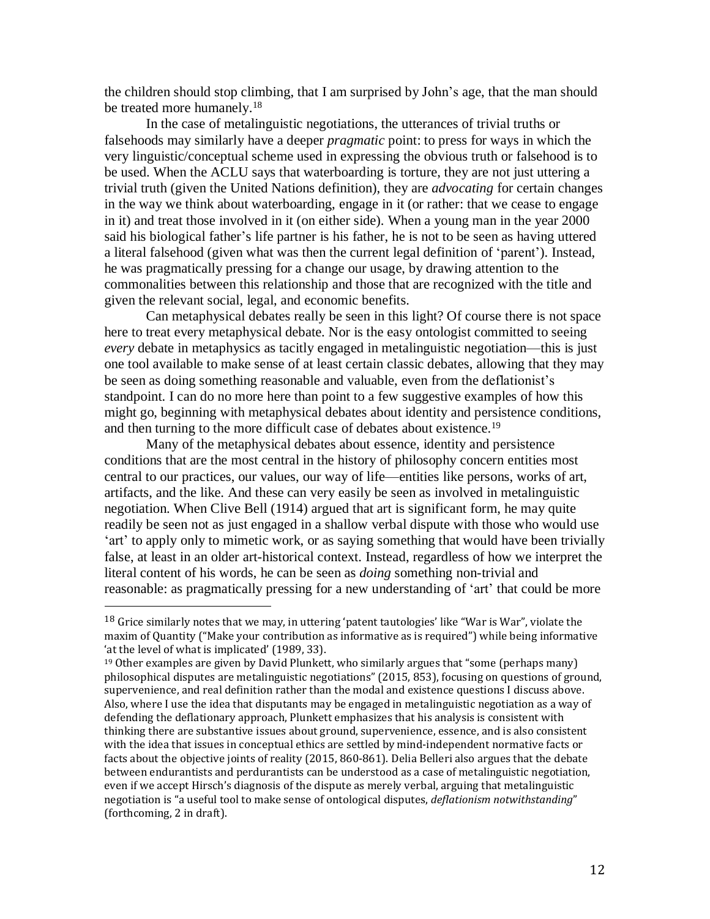the children should stop climbing, that I am surprised by John's age, that the man should be treated more humanely.[18]

In the case of metalinguistic negotiations, the utterances of trivial truths or falsehoods may similarly have a deeper *pragmatic* point: to press for ways in which the very linguistic/conceptual scheme used in expressing the obvious truth or falsehood is to be used. When the ACLU says that waterboarding is torture, they are not just uttering a trivial truth (given the United Nations definition), they are *advocating* for certain changes in the way we think about waterboarding, engage in it (or rather: that we cease to engage in it) and treat those involved in it (on either side). When a young man in the year 2000 said his biological father's life partner is his father, he is not to be seen as having uttered a literal falsehood (given what was then the current legal definition of 'parent'). Instead, he was pragmatically pressing for a change our usage, by drawing attention to the commonalities between this relationship and those that are recognized with the title and given the relevant social, legal, and economic benefits.

Can metaphysical debates really be seen in this light? Of course there is not space here to treat every metaphysical debate. Nor is the easy ontologist committed to seeing *every* debate in metaphysics as tacitly engaged in metalinguistic negotiation—this is just one tool available to make sense of at least certain classic debates, allowing that they may be seen as doing something reasonable and valuable, even from the deflationist's standpoint. I can do no more here than point to a few suggestive examples of how this might go, beginning with metaphysical debates about identity and persistence conditions, and then turning to the more difficult case of debates about existence.[19]

Many of the metaphysical debates about essence, identity and persistence conditions that are the most central in the history of philosophy concern entities most central to our practices, our values, our way of life—entities like persons, works of art, artifacts, and the like. And these can very easily be seen as involved in metalinguistic negotiation. When Clive Bell (1914) argued that art is significant form, he may quite readily be seen not as just engaged in a shallow verbal dispute with those who would use 'art' to apply only to mimetic work, or as saying something that would have been trivially false, at least in an older art-historical context. Instead, regardless of how we interpret the literal content of his words, he can be seen as *doing* something non-trivial and reasonable: as pragmatically pressing for a new understanding of 'art' that could be more

---

[18] Grice similarly notes that we may, in uttering 'patent tautologies' like "War is War", violate the maxim of Quantity ("Make your contribution as informative as is required") while being informative 'at the level of what is implicated' (1989, 33).

[19] Other examples are given by David Plunkett, who similarly argues that "some (perhaps many) philosophical disputes are metalinguistic negotiations" (2015, 853), focusing on questions of ground, supervenience, and real definition rather than the modal and existence questions I discuss above. Also, where I use the idea that disputants may be engaged in metalinguistic negotiation as a way of defending the deflationary approach, Plunkett emphasizes that his analysis is consistent with thinking there are substantive issues about ground, supervenience, essence, and is also consistent with the idea that issues in conceptual ethics are settled by mind-independent normative facts or facts about the objective joints of reality (2015, 860-861). Delia Belleri also argues that the debate between endurantists and perdurantists can be understood as a case of metalinguistic negotiation, even if we accept Hirsch's diagnosis of the dispute as merely verbal, arguing that metalinguistic negotiation is "a useful tool to make sense of ontological disputes, *deflationism notwithstanding*" (forthcoming, 2 in draft).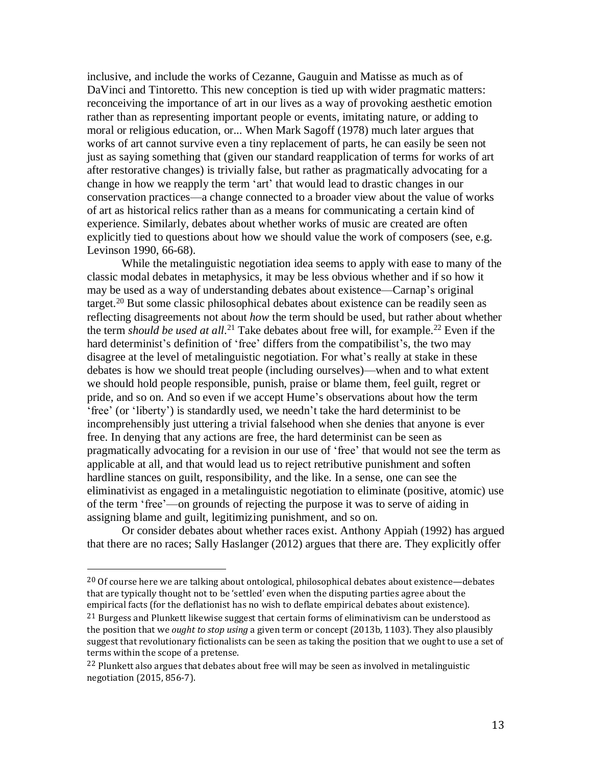inclusive, and include the works of Cezanne, Gauguin and Matisse as much as of DaVinci and Tintoretto. This new conception is tied up with wider pragmatic matters: reconceiving the importance of art in our lives as a way of provoking aesthetic emotion rather than as representing important people or events, imitating nature, or adding to moral or religious education, or... When Mark Sagoff (1978) much later argues that works of art cannot survive even a tiny replacement of parts, he can easily be seen not just as saying something that (given our standard reapplication of terms for works of art after restorative changes) is trivially false, but rather as pragmatically advocating for a change in how we reapply the term 'art' that would lead to drastic changes in our conservation practices—a change connected to a broader view about the value of works of art as historical relics rather than as a means for communicating a certain kind of experience. Similarly, debates about whether works of music are created are often explicitly tied to questions about how we should value the work of composers (see, e.g. Levinson 1990, 66-68).

While the metalinguistic negotiation idea seems to apply with ease to many of the classic modal debates in metaphysics, it may be less obvious whether and if so how it may be used as a way of understanding debates about existence—Carnap's original target.[20] But some classic philosophical debates about existence can be readily seen as reflecting disagreements not about *how* the term should be used, but rather about whether the term *should be used at all*.[21] Take debates about free will, for example.[22] Even if the hard determinist's definition of 'free' differs from the compatibilist's, the two may disagree at the level of metalinguistic negotiation. For what's really at stake in these debates is how we should treat people (including ourselves)—when and to what extent we should hold people responsible, punish, praise or blame them, feel guilt, regret or pride, and so on. And so even if we accept Hume's observations about how the term 'free' (or 'liberty') is standardly used, we needn't take the hard determinist to be incomprehensibly just uttering a trivial falsehood when she denies that anyone is ever free. In denying that any actions are free, the hard determinist can be seen as pragmatically advocating for a revision in our use of 'free' that would not see the term as applicable at all, and that would lead us to reject retributive punishment and soften hardline stances on guilt, responsibility, and the like. In a sense, one can see the eliminativist as engaged in a metalinguistic negotiation to eliminate (positive, atomic) use of the term 'free'—on grounds of rejecting the purpose it was to serve of aiding in assigning blame and guilt, legitimizing punishment, and so on.

Or consider debates about whether races exist. Anthony Appiah (1992) has argued that there are no races; Sally Haslanger (2012) argues that there are. They explicitly offer

---

[20] Of course here we are talking about ontological, philosophical debates about existence—debates that are typically thought not to be 'settled' even when the disputing parties agree about the empirical facts (for the deflationist has no wish to deflate empirical debates about existence).

[21] Burgess and Plunkett likewise suggest that certain forms of eliminativism can be understood as the position that we *ought to stop using* a given term or concept (2013b, 1103). They also plausibly suggest that revolutionary fictionalists can be seen as taking the position that we ought to use a set of terms within the scope of a pretense.

[22] Plunkett also argues that debates about free will may be seen as involved in metalinguistic negotiation (2015, 856-7).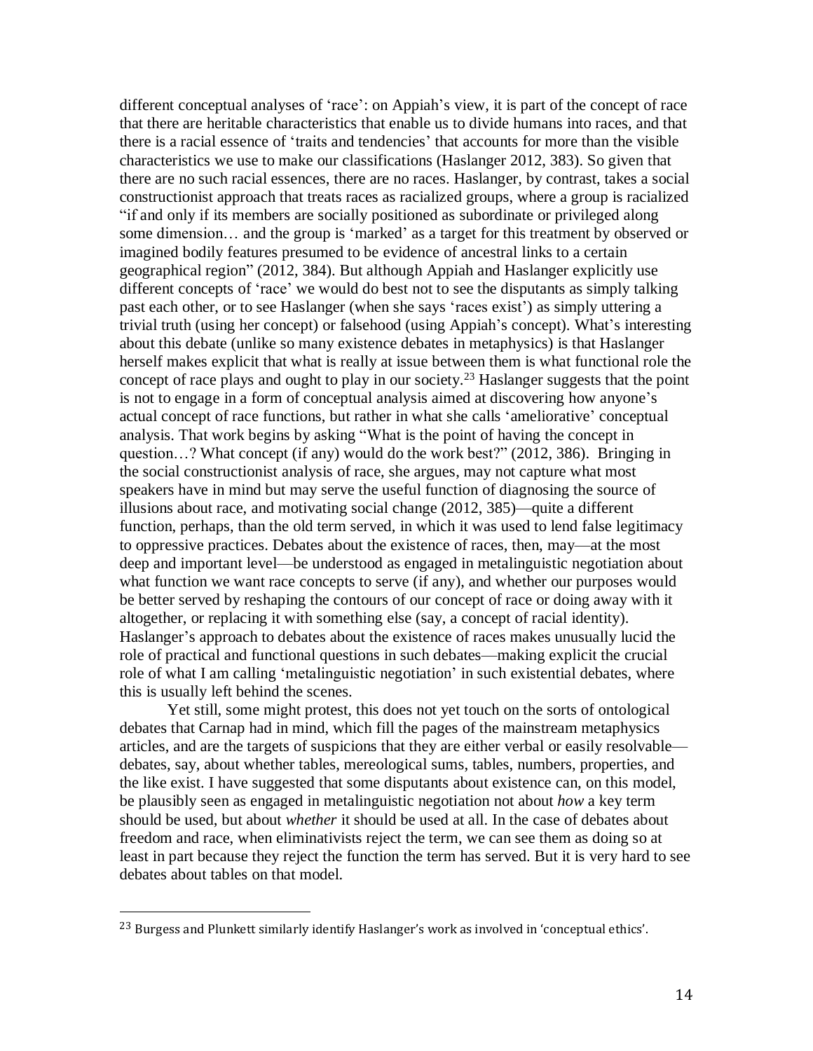different conceptual analyses of 'race': on Appiah's view, it is part of the concept of race that there are heritable characteristics that enable us to divide humans into races, and that there is a racial essence of 'traits and tendencies' that accounts for more than the visible characteristics we use to make our classifications (Haslanger 2012, 383). So given that there are no such racial essences, there are no races. Haslanger, by contrast, takes a social constructionist approach that treats races as racialized groups, where a group is racialized "if and only if its members are socially positioned as subordinate or privileged along some dimension… and the group is 'marked' as a target for this treatment by observed or imagined bodily features presumed to be evidence of ancestral links to a certain geographical region" (2012, 384). But although Appiah and Haslanger explicitly use different concepts of 'race' we would do best not to see the disputants as simply talking past each other, or to see Haslanger (when she says 'races exist') as simply uttering a trivial truth (using her concept) or falsehood (using Appiah's concept). What's interesting about this debate (unlike so many existence debates in metaphysics) is that Haslanger herself makes explicit that what is really at issue between them is what functional role the concept of race plays and ought to play in our society.[23] Haslanger suggests that the point is not to engage in a form of conceptual analysis aimed at discovering how anyone's actual concept of race functions, but rather in what she calls 'ameliorative' conceptual analysis. That work begins by asking "What is the point of having the concept in question…? What concept (if any) would do the work best?" (2012, 386). Bringing in the social constructionist analysis of race, she argues, may not capture what most speakers have in mind but may serve the useful function of diagnosing the source of illusions about race, and motivating social change (2012, 385)—quite a different function, perhaps, than the old term served, in which it was used to lend false legitimacy to oppressive practices. Debates about the existence of races, then, may—at the most deep and important level—be understood as engaged in metalinguistic negotiation about what function we want race concepts to serve (if any), and whether our purposes would be better served by reshaping the contours of our concept of race or doing away with it altogether, or replacing it with something else (say, a concept of racial identity). Haslanger's approach to debates about the existence of races makes unusually lucid the role of practical and functional questions in such debates—making explicit the crucial role of what I am calling 'metalinguistic negotiation' in such existential debates, where this is usually left behind the scenes.

Yet still, some might protest, this does not yet touch on the sorts of ontological debates that Carnap had in mind, which fill the pages of the mainstream metaphysics articles, and are the targets of suspicions that they are either verbal or easily resolvable—debates, say, about whether tables, mereological sums, tables, numbers, properties, and the like exist. I have suggested that some disputants about existence can, on this model, be plausibly seen as engaged in metalinguistic negotiation not about *how* a key term should be used, but about *whether* it should be used at all. In the case of debates about freedom and race, when eliminativists reject the term, we can see them as doing so at least in part because they reject the function the term has served. But it is very hard to see debates about tables on that model.

[23] Burgess and Plunkett similarly identify Haslanger's work as involved in 'conceptual ethics'.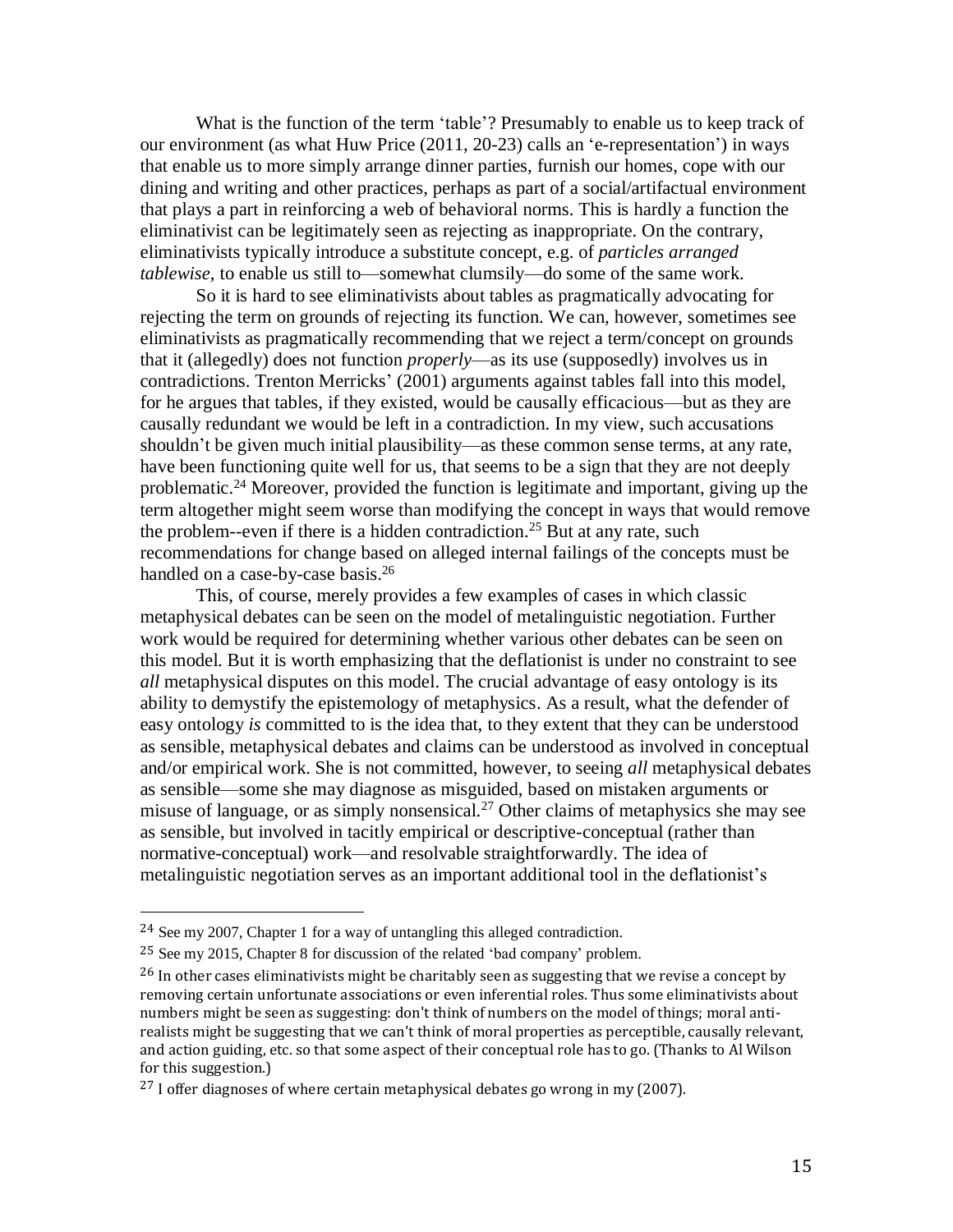What is the function of the term 'table'? Presumably to enable us to keep track of our environment (as what Huw Price (2011, 20-23) calls an 'e-representation') in ways that enable us to more simply arrange dinner parties, furnish our homes, cope with our dining and writing and other practices, perhaps as part of a social/artifactual environment that plays a part in reinforcing a web of behavioral norms. This is hardly a function the eliminativist can be legitimately seen as rejecting as inappropriate. On the contrary, eliminativists typically introduce a substitute concept, e.g. of *particles arranged tablewise*, to enable us still to—somewhat clumsily—do some of the same work.

So it is hard to see eliminativists about tables as pragmatically advocating for rejecting the term on grounds of rejecting its function. We can, however, sometimes see eliminativists as pragmatically recommending that we reject a term/concept on grounds that it (allegedly) does not function *properly*—as its use (supposedly) involves us in contradictions. Trenton Merricks' (2001) arguments against tables fall into this model, for he argues that tables, if they existed, would be causally efficacious—but as they are causally redundant we would be left in a contradiction. In my view, such accusations shouldn't be given much initial plausibility—as these common sense terms, at any rate, have been functioning quite well for us, that seems to be a sign that they are not deeply problematic.[24] Moreover, provided the function is legitimate and important, giving up the term altogether might seem worse than modifying the concept in ways that would remove the problem--even if there is a hidden contradiction.[25] But at any rate, such recommendations for change based on alleged internal failings of the concepts must be handled on a case-by-case basis.[26]

This, of course, merely provides a few examples of cases in which classic metaphysical debates can be seen on the model of metalinguistic negotiation. Further work would be required for determining whether various other debates can be seen on this model. But it is worth emphasizing that the deflationist is under no constraint to see *all* metaphysical disputes on this model. The crucial advantage of easy ontology is its ability to demystify the epistemology of metaphysics. As a result, what the defender of easy ontology *is* committed to is the idea that, to they extent that they can be understood as sensible, metaphysical debates and claims can be understood as involved in conceptual and/or empirical work. She is not committed, however, to seeing *all* metaphysical debates as sensible—some she may diagnose as misguided, based on mistaken arguments or misuse of language, or as simply nonsensical.[27] Other claims of metaphysics she may see as sensible, but involved in tacitly empirical or descriptive-conceptual (rather than normative-conceptual) work—and resolvable straightforwardly. The idea of metalinguistic negotiation serves as an important additional tool in the deflationist's

---

[24] See my 2007, Chapter 1 for a way of untangling this alleged contradiction.

[25] See my 2015, Chapter 8 for discussion of the related 'bad company' problem.

[26] In other cases eliminativists might be charitably seen as suggesting that we revise a concept by removing certain unfortunate associations or even inferential roles. Thus some eliminativists about numbers might be seen as suggesting: don't think of numbers on the model of things; moral anti-realists might be suggesting that we can't think of moral properties as perceptible, causally relevant, and action guiding, etc. so that some aspect of their conceptual role has to go. (Thanks to Al Wilson for this suggestion.)

[27] I offer diagnoses of where certain metaphysical debates go wrong in my (2007).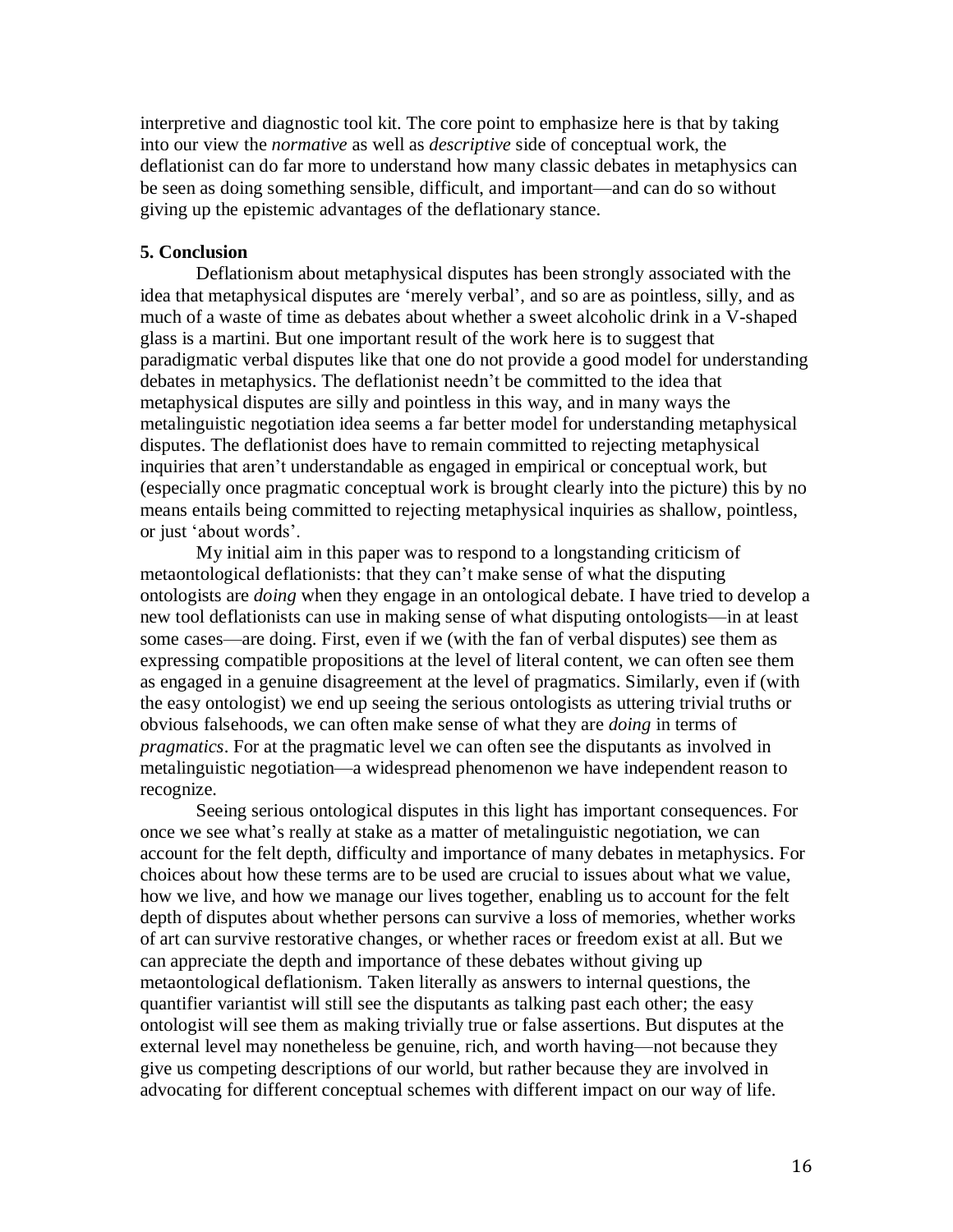interpretive and diagnostic tool kit. The core point to emphasize here is that by taking into our view the *normative* as well as *descriptive* side of conceptual work, the deflationist can do far more to understand how many classic debates in metaphysics can be seen as doing something sensible, difficult, and important—and can do so without giving up the epistemic advantages of the deflationary stance.

## 5. Conclusion

Deflationism about metaphysical disputes has been strongly associated with the idea that metaphysical disputes are 'merely verbal', and so are as pointless, silly, and as much of a waste of time as debates about whether a sweet alcoholic drink in a V-shaped glass is a martini. But one important result of the work here is to suggest that paradigmatic verbal disputes like that one do not provide a good model for understanding debates in metaphysics. The deflationist needn't be committed to the idea that metaphysical disputes are silly and pointless in this way, and in many ways the metalinguistic negotiation idea seems a far better model for understanding metaphysical disputes. The deflationist does have to remain committed to rejecting metaphysical inquiries that aren't understandable as engaged in empirical or conceptual work, but (especially once pragmatic conceptual work is brought clearly into the picture) this by no means entails being committed to rejecting metaphysical inquiries as shallow, pointless, or just 'about words'.

My initial aim in this paper was to respond to a longstanding criticism of metaontological deflationists: that they can't make sense of what the disputing ontologists are *doing* when they engage in an ontological debate. I have tried to develop a new tool deflationists can use in making sense of what disputing ontologists—in at least some cases—are doing. First, even if we (with the fan of verbal disputes) see them as expressing compatible propositions at the level of literal content, we can often see them as engaged in a genuine disagreement at the level of pragmatics. Similarly, even if (with the easy ontologist) we end up seeing the serious ontologists as uttering trivial truths or obvious falsehoods, we can often make sense of what they are *doing* in terms of *pragmatics*. For at the pragmatic level we can often see the disputants as involved in metalinguistic negotiation—a widespread phenomenon we have independent reason to recognize.

Seeing serious ontological disputes in this light has important consequences. For once we see what's really at stake as a matter of metalinguistic negotiation, we can account for the felt depth, difficulty and importance of many debates in metaphysics. For choices about how these terms are to be used are crucial to issues about what we value, how we live, and how we manage our lives together, enabling us to account for the felt depth of disputes about whether persons can survive a loss of memories, whether works of art can survive restorative changes, or whether races or freedom exist at all. But we can appreciate the depth and importance of these debates without giving up metaontological deflationism. Taken literally as answers to internal questions, the quantifier variantist will still see the disputants as talking past each other; the easy ontologist will see them as making trivially true or false assertions. But disputes at the external level may nonetheless be genuine, rich, and worth having—not because they give us competing descriptions of our world, but rather because they are involved in advocating for different conceptual schemes with different impact on our way of life.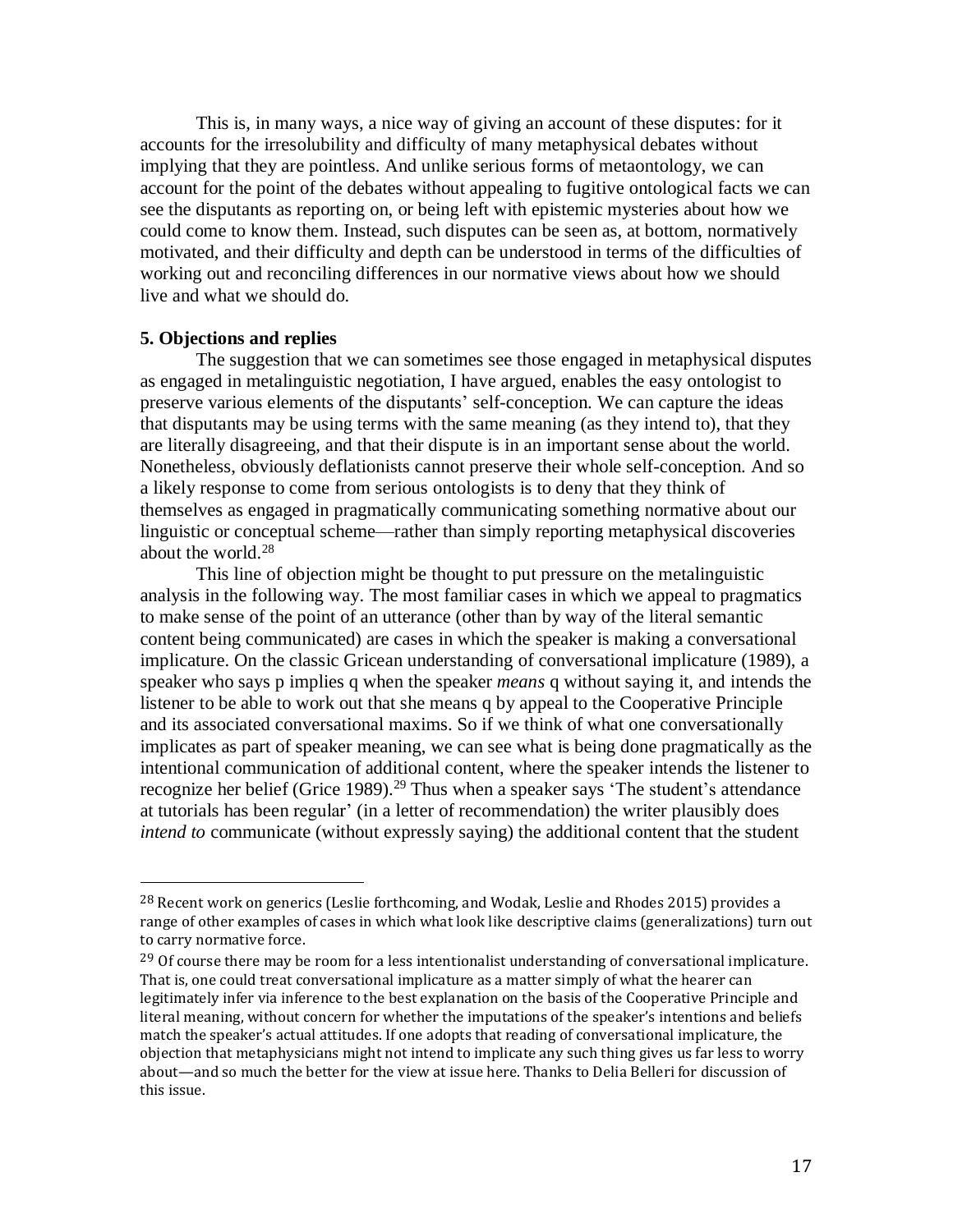This is, in many ways, a nice way of giving an account of these disputes: for it accounts for the irresolubility and difficulty of many metaphysical debates without implying that they are pointless. And unlike serious forms of metaontology, we can account for the point of the debates without appealing to fugitive ontological facts we can see the disputants as reporting on, or being left with epistemic mysteries about how we could come to know them. Instead, such disputes can be seen as, at bottom, normatively motivated, and their difficulty and depth can be understood in terms of the difficulties of working out and reconciling differences in our normative views about how we should live and what we should do.

## 5. Objections and replies

The suggestion that we can sometimes see those engaged in metaphysical disputes as engaged in metalinguistic negotiation, I have argued, enables the easy ontologist to preserve various elements of the disputants' self-conception. We can capture the ideas that disputants may be using terms with the same meaning (as they intend to), that they are literally disagreeing, and that their dispute is in an important sense about the world. Nonetheless, obviously deflationists cannot preserve their whole self-conception. And so a likely response to come from serious ontologists is to deny that they think of themselves as engaged in pragmatically communicating something normative about our linguistic or conceptual scheme—rather than simply reporting metaphysical discoveries about the world.[28]

This line of objection might be thought to put pressure on the metalinguistic analysis in the following way. The most familiar cases in which we appeal to pragmatics to make sense of the point of an utterance (other than by way of the literal semantic content being communicated) are cases in which the speaker is making a conversational implicature. On the classic Gricean understanding of conversational implicature (1989), a speaker who says p implies q when the speaker *means* q without saying it, and intends the listener to be able to work out that she means q by appeal to the Cooperative Principle and its associated conversational maxims. So if we think of what one conversationally implicates as part of speaker meaning, we can see what is being done pragmatically as the intentional communication of additional content, where the speaker intends the listener to recognize her belief (Grice 1989).[29] Thus when a speaker says 'The student's attendance at tutorials has been regular' (in a letter of recommendation) the writer plausibly does *intend to* communicate (without expressly saying) the additional content that the student

---

[28] Recent work on generics (Leslie forthcoming, and Wodak, Leslie and Rhodes 2015) provides a range of other examples of cases in which what look like descriptive claims (generalizations) turn out to carry normative force.

[29] Of course there may be room for a less intentionalist understanding of conversational implicature. That is, one could treat conversational implicature as a matter simply of what the hearer can legitimately infer via inference to the best explanation on the basis of the Cooperative Principle and literal meaning, without concern for whether the imputations of the speaker's intentions and beliefs match the speaker's actual attitudes. If one adopts that reading of conversational implicature, the objection that metaphysicians might not intend to implicate any such thing gives us far less to worry about—and so much the better for the view at issue here. Thanks to Delia Belleri for discussion of this issue.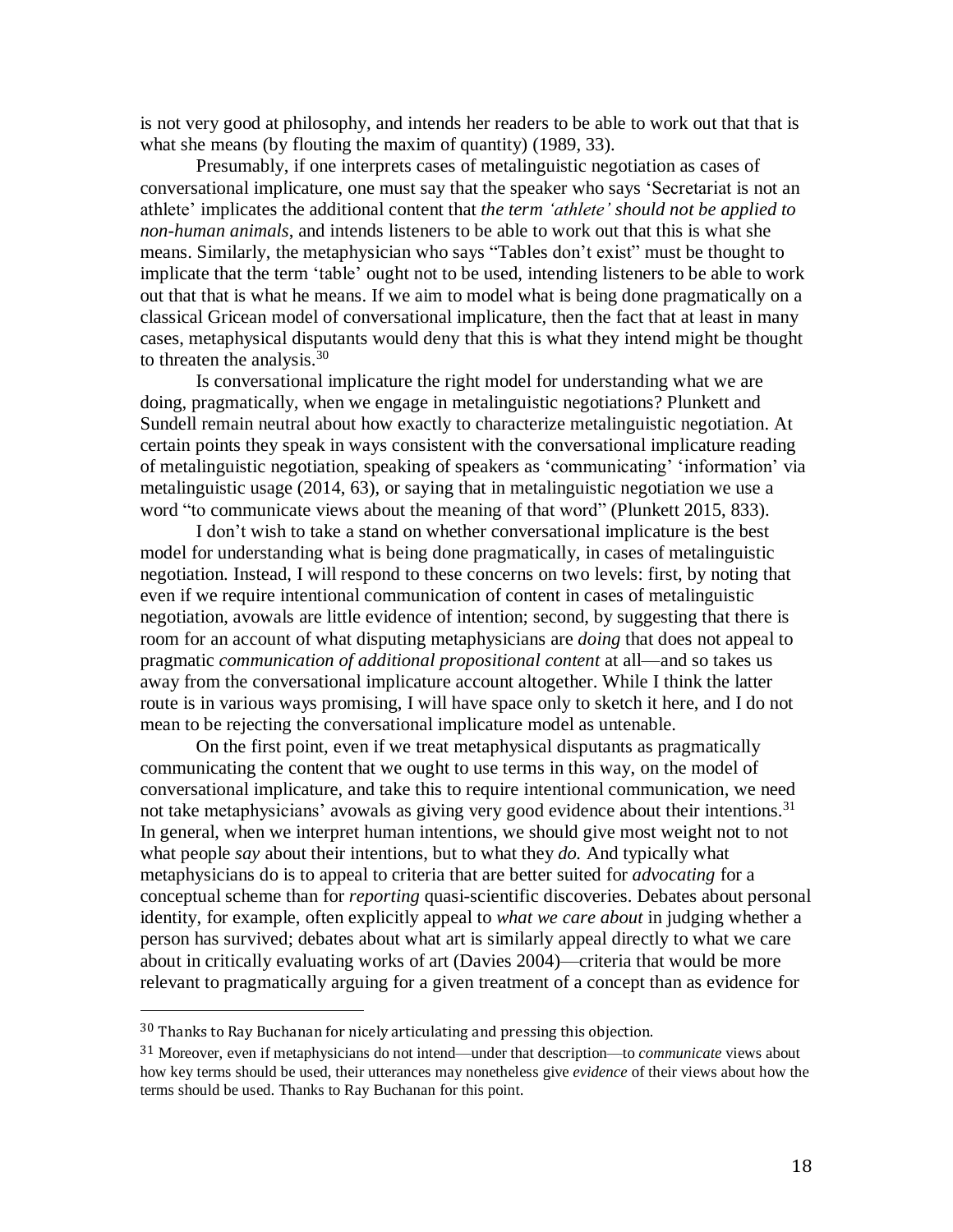is not very good at philosophy, and intends her readers to be able to work out that that is what she means (by flouting the maxim of quantity) (1989, 33).

Presumably, if one interprets cases of metalinguistic negotiation as cases of conversational implicature, one must say that the speaker who says 'Secretariat is not an athlete' implicates the additional content that *the term 'athlete' should not be applied to non-human animals*, and intends listeners to be able to work out that this is what she means. Similarly, the metaphysician who says "Tables don't exist" must be thought to implicate that the term 'table' ought not to be used, intending listeners to be able to work out that that is what he means. If we aim to model what is being done pragmatically on a classical Gricean model of conversational implicature, then the fact that at least in many cases, metaphysical disputants would deny that this is what they intend might be thought to threaten the analysis.[30]

Is conversational implicature the right model for understanding what we are doing, pragmatically, when we engage in metalinguistic negotiations? Plunkett and Sundell remain neutral about how exactly to characterize metalinguistic negotiation. At certain points they speak in ways consistent with the conversational implicature reading of metalinguistic negotiation, speaking of speakers as 'communicating' 'information' via metalinguistic usage (2014, 63), or saying that in metalinguistic negotiation we use a word "to communicate views about the meaning of that word" (Plunkett 2015, 833).

I don't wish to take a stand on whether conversational implicature is the best model for understanding what is being done pragmatically, in cases of metalinguistic negotiation. Instead, I will respond to these concerns on two levels: first, by noting that even if we require intentional communication of content in cases of metalinguistic negotiation, avowals are little evidence of intention; second, by suggesting that there is room for an account of what disputing metaphysicians are *doing* that does not appeal to pragmatic *communication of additional propositional content* at all—and so takes us away from the conversational implicature account altogether. While I think the latter route is in various ways promising, I will have space only to sketch it here, and I do not mean to be rejecting the conversational implicature model as untenable.

On the first point, even if we treat metaphysical disputants as pragmatically communicating the content that we ought to use terms in this way, on the model of conversational implicature, and take this to require intentional communication, we need not take metaphysicians' avowals as giving very good evidence about their intentions.[31] In general, when we interpret human intentions, we should give most weight not to not what people *say* about their intentions, but to what they *do.* And typically what metaphysicians do is to appeal to criteria that are better suited for *advocating* for a conceptual scheme than for *reporting* quasi-scientific discoveries. Debates about personal identity, for example, often explicitly appeal to *what we care about* in judging whether a person has survived; debates about what art is similarly appeal directly to what we care about in critically evaluating works of art (Davies 2004)—criteria that would be more relevant to pragmatically arguing for a given treatment of a concept than as evidence for

---

[30] Thanks to Ray Buchanan for nicely articulating and pressing this objection.

[31] Moreover, even if metaphysicians do not intend—under that description—to *communicate* views about how key terms should be used, their utterances may nonetheless give *evidence* of their views about how the terms should be used. Thanks to Ray Buchanan for this point.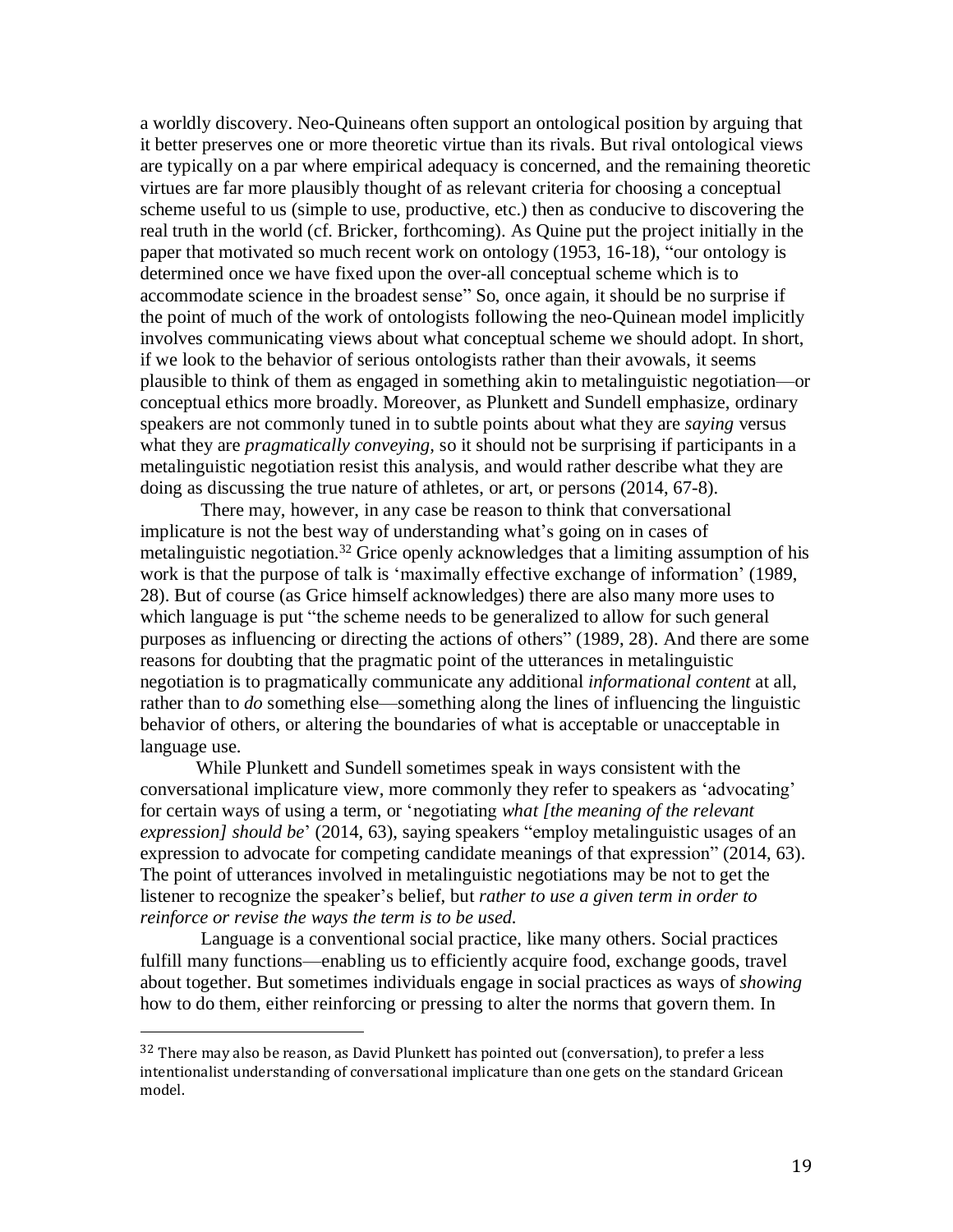a worldly discovery. Neo-Quineans often support an ontological position by arguing that it better preserves one or more theoretic virtue than its rivals. But rival ontological views are typically on a par where empirical adequacy is concerned, and the remaining theoretic virtues are far more plausibly thought of as relevant criteria for choosing a conceptual scheme useful to us (simple to use, productive, etc.) then as conducive to discovering the real truth in the world (cf. Bricker, forthcoming). As Quine put the project initially in the paper that motivated so much recent work on ontology (1953, 16-18), "our ontology is determined once we have fixed upon the over-all conceptual scheme which is to accommodate science in the broadest sense" So, once again, it should be no surprise if the point of much of the work of ontologists following the neo-Quinean model implicitly involves communicating views about what conceptual scheme we should adopt. In short, if we look to the behavior of serious ontologists rather than their avowals, it seems plausible to think of them as engaged in something akin to metalinguistic negotiation—or conceptual ethics more broadly. Moreover, as Plunkett and Sundell emphasize, ordinary speakers are not commonly tuned in to subtle points about what they are *saying* versus what they are *pragmatically conveying*, so it should not be surprising if participants in a metalinguistic negotiation resist this analysis, and would rather describe what they are doing as discussing the true nature of athletes, or art, or persons (2014, 67-8).

There may, however, in any case be reason to think that conversational implicature is not the best way of understanding what's going on in cases of metalinguistic negotiation.[32] Grice openly acknowledges that a limiting assumption of his work is that the purpose of talk is 'maximally effective exchange of information' (1989, 28). But of course (as Grice himself acknowledges) there are also many more uses to which language is put "the scheme needs to be generalized to allow for such general purposes as influencing or directing the actions of others" (1989, 28). And there are some reasons for doubting that the pragmatic point of the utterances in metalinguistic negotiation is to pragmatically communicate any additional *informational content* at all, rather than to *do* something else—something along the lines of influencing the linguistic behavior of others, or altering the boundaries of what is acceptable or unacceptable in language use.

While Plunkett and Sundell sometimes speak in ways consistent with the conversational implicature view, more commonly they refer to speakers as 'advocating' for certain ways of using a term, or 'negotiating *what [the meaning of the relevant expression] should be*' (2014, 63), saying speakers "employ metalinguistic usages of an expression to advocate for competing candidate meanings of that expression" (2014, 63). The point of utterances involved in metalinguistic negotiations may be not to get the listener to recognize the speaker's belief, but *rather to use a given term in order to reinforce or revise the ways the term is to be used.*

Language is a conventional social practice, like many others. Social practices fulfill many functions—enabling us to efficiently acquire food, exchange goods, travel about together. But sometimes individuals engage in social practices as ways of *showing* how to do them, either reinforcing or pressing to alter the norms that govern them. In

---

[32] There may also be reason, as David Plunkett has pointed out (conversation), to prefer a less intentionalist understanding of conversational implicature than one gets on the standard Gricean model.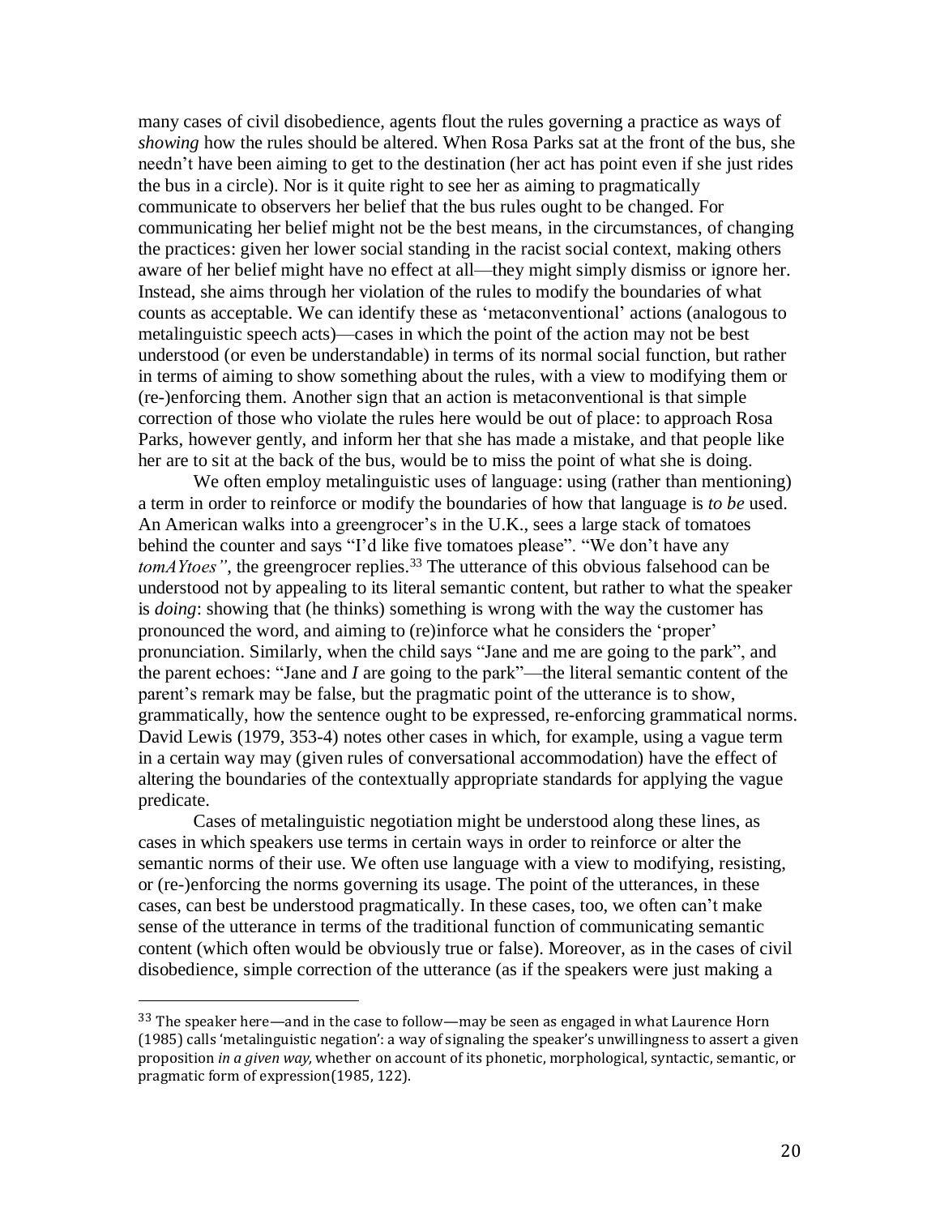many cases of civil disobedience, agents flout the rules governing a practice as ways of *showing* how the rules should be altered. When Rosa Parks sat at the front of the bus, she needn't have been aiming to get to the destination (her act has point even if she just rides the bus in a circle). Nor is it quite right to see her as aiming to pragmatically communicate to observers her belief that the bus rules ought to be changed. For communicating her belief might not be the best means, in the circumstances, of changing the practices: given her lower social standing in the racist social context, making others aware of her belief might have no effect at all—they might simply dismiss or ignore her. Instead, she aims through her violation of the rules to modify the boundaries of what counts as acceptable. We can identify these as 'metaconventional' actions (analogous to metalinguistic speech acts)—cases in which the point of the action may not be best understood (or even be understandable) in terms of its normal social function, but rather in terms of aiming to show something about the rules, with a view to modifying them or (re-)enforcing them. Another sign that an action is metaconventional is that simple correction of those who violate the rules here would be out of place: to approach Rosa Parks, however gently, and inform her that she has made a mistake, and that people like her are to sit at the back of the bus, would be to miss the point of what she is doing.

We often employ metalinguistic uses of language: using (rather than mentioning) a term in order to reinforce or modify the boundaries of how that language is *to be* used. An American walks into a greengrocer's in the U.K., sees a large stack of tomatoes behind the counter and says "I'd like five tomatoes please". "We don't have any *tomAYtoes"*, the greengrocer replies.[33] The utterance of this obvious falsehood can be understood not by appealing to its literal semantic content, but rather to what the speaker is *doing*: showing that (he thinks) something is wrong with the way the customer has pronounced the word, and aiming to (re)inforce what he considers the 'proper' pronunciation. Similarly, when the child says "Jane and me are going to the park", and the parent echoes: "Jane and *I* are going to the park"—the literal semantic content of the parent's remark may be false, but the pragmatic point of the utterance is to show, grammatically, how the sentence ought to be expressed, re-enforcing grammatical norms. David Lewis (1979, 353-4) notes other cases in which, for example, using a vague term in a certain way may (given rules of conversational accommodation) have the effect of altering the boundaries of the contextually appropriate standards for applying the vague predicate.

Cases of metalinguistic negotiation might be understood along these lines, as cases in which speakers use terms in certain ways in order to reinforce or alter the semantic norms of their use. We often use language with a view to modifying, resisting, or (re-)enforcing the norms governing its usage. The point of the utterances, in these cases, can best be understood pragmatically. In these cases, too, we often can't make sense of the utterance in terms of the traditional function of communicating semantic content (which often would be obviously true or false). Moreover, as in the cases of civil disobedience, simple correction of the utterance (as if the speakers were just making a

[33] The speaker here—and in the case to follow—may be seen as engaged in what Laurence Horn (1985) calls 'metalinguistic negation': a way of signaling the speaker's unwillingness to assert a given proposition *in a given way,* whether on account of its phonetic, morphological, syntactic, semantic, or pragmatic form of expression(1985, 122).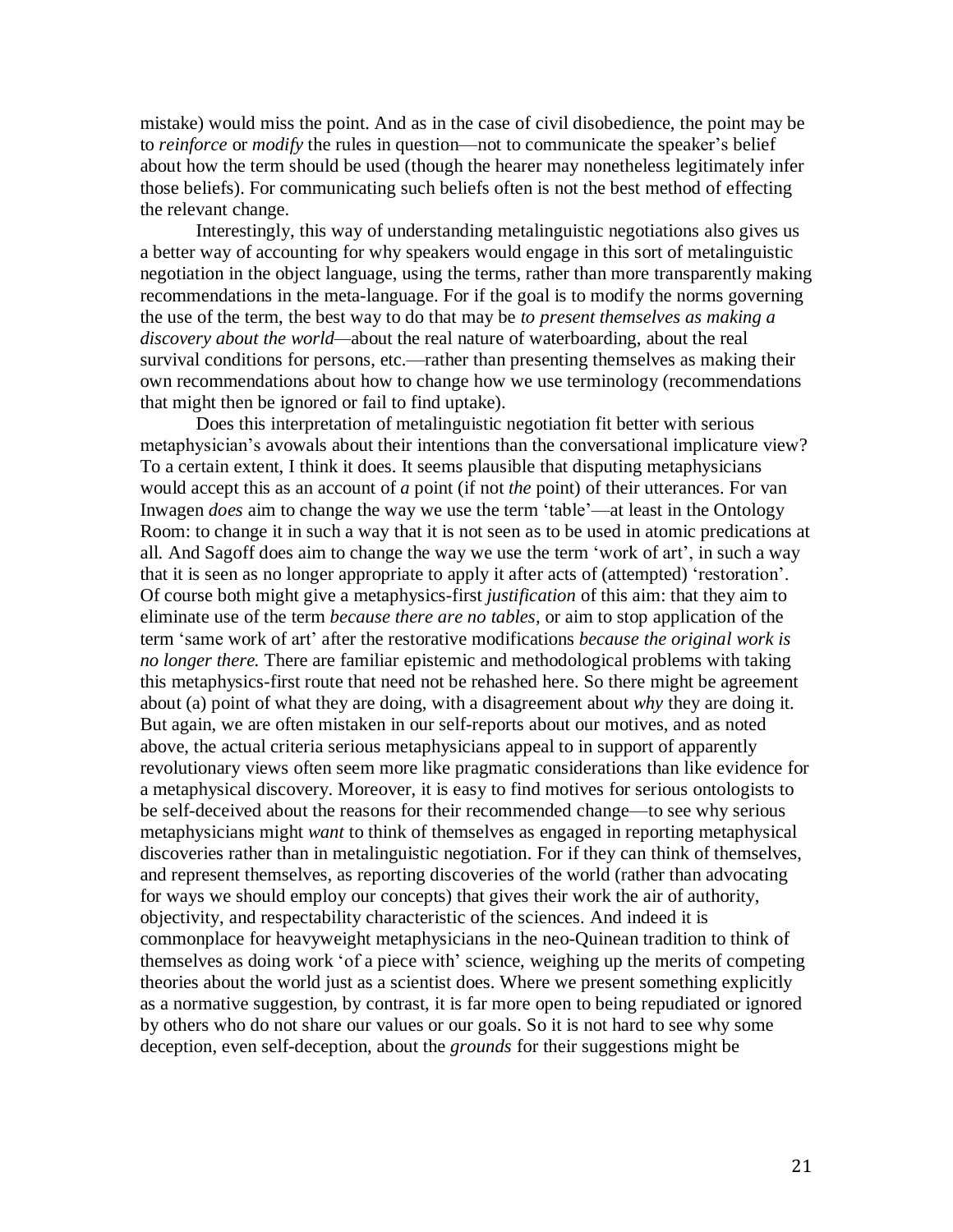mistake) would miss the point. And as in the case of civil disobedience, the point may be to *reinforce* or *modify* the rules in question—not to communicate the speaker's belief about how the term should be used (though the hearer may nonetheless legitimately infer those beliefs). For communicating such beliefs often is not the best method of effecting the relevant change.

Interestingly, this way of understanding metalinguistic negotiations also gives us a better way of accounting for why speakers would engage in this sort of metalinguistic negotiation in the object language, using the terms, rather than more transparently making recommendations in the meta-language. For if the goal is to modify the norms governing the use of the term, the best way to do that may be *to present themselves as making a discovery about the world*—about the real nature of waterboarding, about the real survival conditions for persons, etc.—rather than presenting themselves as making their own recommendations about how to change how we use terminology (recommendations that might then be ignored or fail to find uptake).

Does this interpretation of metalinguistic negotiation fit better with serious metaphysician's avowals about their intentions than the conversational implicature view? To a certain extent, I think it does. It seems plausible that disputing metaphysicians would accept this as an account of *a* point (if not *the* point) of their utterances. For van Inwagen *does* aim to change the way we use the term 'table'—at least in the Ontology Room: to change it in such a way that it is not seen as to be used in atomic predications at all. And Sagoff does aim to change the way we use the term 'work of art', in such a way that it is seen as no longer appropriate to apply it after acts of (attempted) 'restoration'. Of course both might give a metaphysics-first *justification* of this aim: that they aim to eliminate use of the term *because there are no tables*, or aim to stop application of the term 'same work of art' after the restorative modifications *because the original work is no longer there.* There are familiar epistemic and methodological problems with taking this metaphysics-first route that need not be rehashed here. So there might be agreement about (a) point of what they are doing, with a disagreement about *why* they are doing it. But again, we are often mistaken in our self-reports about our motives, and as noted above, the actual criteria serious metaphysicians appeal to in support of apparently revolutionary views often seem more like pragmatic considerations than like evidence for a metaphysical discovery. Moreover, it is easy to find motives for serious ontologists to be self-deceived about the reasons for their recommended change—to see why serious metaphysicians might *want* to think of themselves as engaged in reporting metaphysical discoveries rather than in metalinguistic negotiation. For if they can think of themselves, and represent themselves, as reporting discoveries of the world (rather than advocating for ways we should employ our concepts) that gives their work the air of authority, objectivity, and respectability characteristic of the sciences. And indeed it is commonplace for heavyweight metaphysicians in the neo-Quinean tradition to think of themselves as doing work 'of a piece with' science, weighing up the merits of competing theories about the world just as a scientist does. Where we present something explicitly as a normative suggestion, by contrast, it is far more open to being repudiated or ignored by others who do not share our values or our goals. So it is not hard to see why some deception, even self-deception, about the *grounds* for their suggestions might be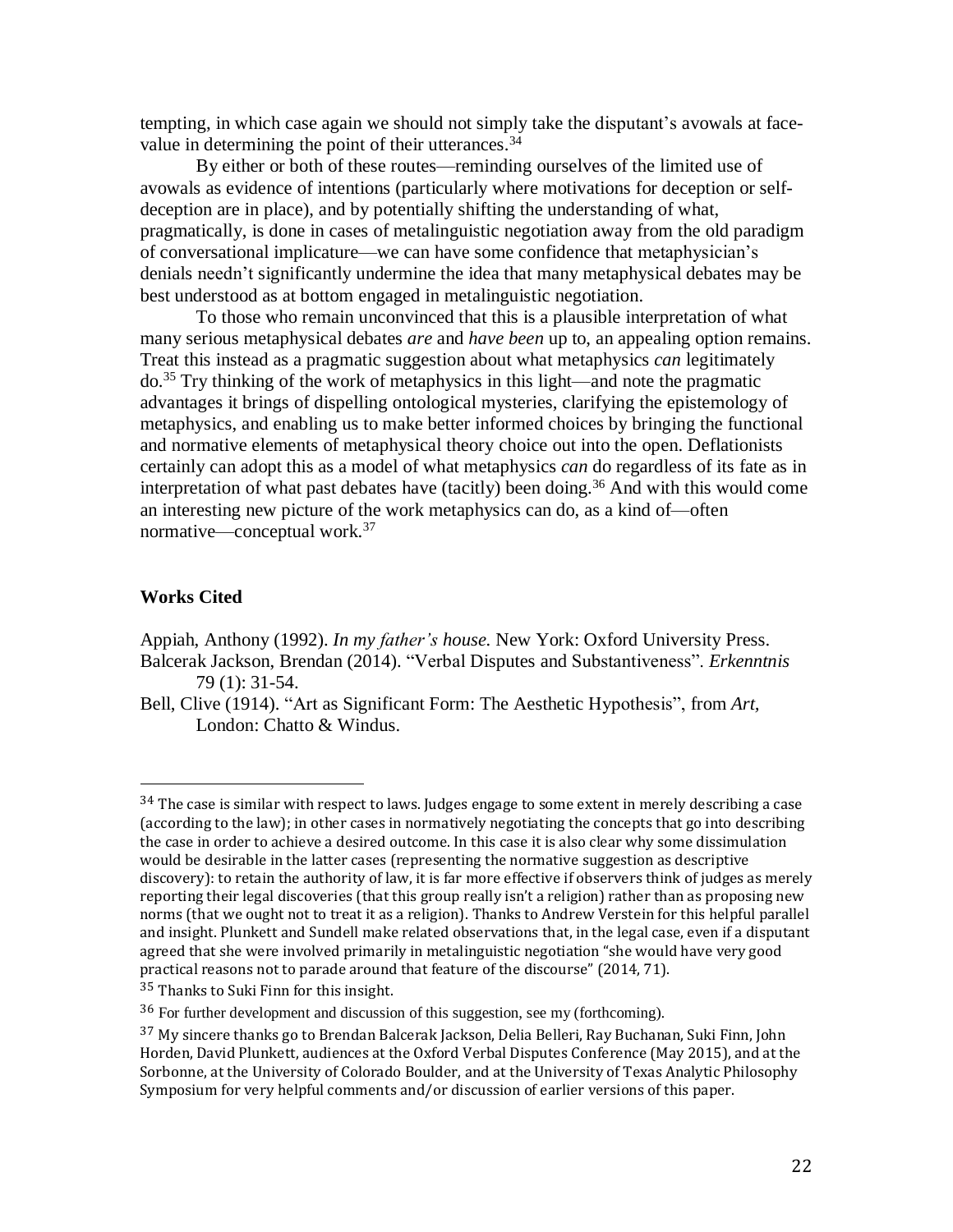tempting, in which case again we should not simply take the disputant's avowals at face-value in determining the point of their utterances.[34]

By either or both of these routes—reminding ourselves of the limited use of avowals as evidence of intentions (particularly where motivations for deception or self-deception are in place), and by potentially shifting the understanding of what, pragmatically, is done in cases of metalinguistic negotiation away from the old paradigm of conversational implicature—we can have some confidence that metaphysician's denials needn't significantly undermine the idea that many metaphysical debates may be best understood as at bottom engaged in metalinguistic negotiation.

To those who remain unconvinced that this is a plausible interpretation of what many serious metaphysical debates *are* and *have been* up to, an appealing option remains. Treat this instead as a pragmatic suggestion about what metaphysics *can* legitimately do.[35] Try thinking of the work of metaphysics in this light—and note the pragmatic advantages it brings of dispelling ontological mysteries, clarifying the epistemology of metaphysics, and enabling us to make better informed choices by bringing the functional and normative elements of metaphysical theory choice out into the open. Deflationists certainly can adopt this as a model of what metaphysics *can* do regardless of its fate as in interpretation of what past debates have (tacitly) been doing.[36] And with this would come an interesting new picture of the work metaphysics can do, as a kind of—often normative—conceptual work.[37]

## Works Cited

Appiah, Anthony (1992). *In my father's house.* New York: Oxford University Press.

Balcerak Jackson, Brendan (2014). "Verbal Disputes and Substantiveness". *Erkenntnis* 79 (1): 31-54.

Bell, Clive (1914). "Art as Significant Form: The Aesthetic Hypothesis", from *Art*, London: Chatto & Windus.

---

[34] The case is similar with respect to laws. Judges engage to some extent in merely describing a case (according to the law); in other cases in normatively negotiating the concepts that go into describing the case in order to achieve a desired outcome. In this case it is also clear why some dissimulation would be desirable in the latter cases (representing the normative suggestion as descriptive discovery): to retain the authority of law, it is far more effective if observers think of judges as merely reporting their legal discoveries (that this group really isn't a religion) rather than as proposing new norms (that we ought not to treat it as a religion). Thanks to Andrew Verstein for this helpful parallel and insight. Plunkett and Sundell make related observations that, in the legal case, even if a disputant agreed that she were involved primarily in metalinguistic negotiation "she would have very good practical reasons not to parade around that feature of the discourse" (2014, 71).

[35] Thanks to Suki Finn for this insight.

[36] For further development and discussion of this suggestion, see my (forthcoming).

[37] My sincere thanks go to Brendan Balcerak Jackson, Delia Belleri, Ray Buchanan, Suki Finn, John Horden, David Plunkett, audiences at the Oxford Verbal Disputes Conference (May 2015), and at the Sorbonne, at the University of Colorado Boulder, and at the University of Texas Analytic Philosophy Symposium for very helpful comments and/or discussion of earlier versions of this paper.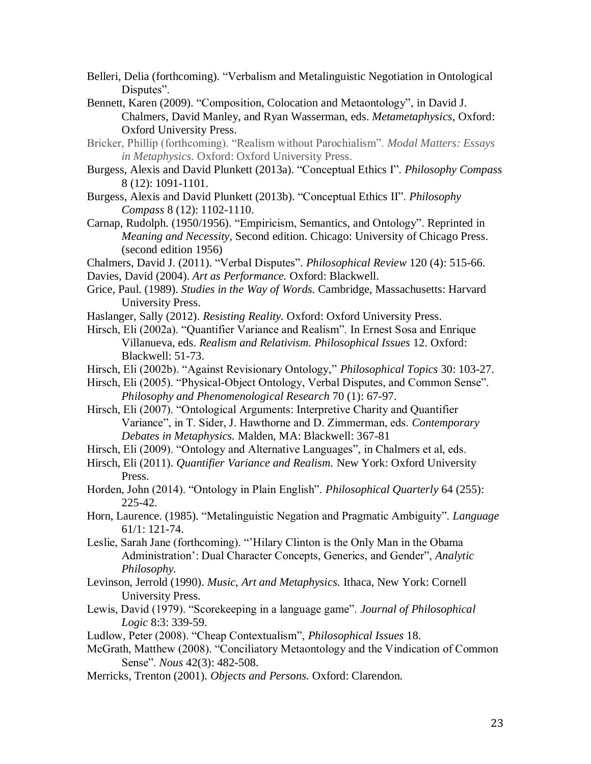Belleri, Delia (forthcoming). "Verbalism and Metalinguistic Negotiation in Ontological Disputes".

Bennett, Karen (2009). "Composition, Colocation and Metaontology", in David J. Chalmers, David Manley, and Ryan Wasserman, eds. *Metametaphysics,* Oxford: Oxford University Press.

Bricker, Phillip (forthcoming). "Realism without Parochialism". *Modal Matters: Essays in Metaphysics.* Oxford: Oxford University Press.

Burgess, Alexis and David Plunkett (2013a). "Conceptual Ethics I". *Philosophy Compass* 8 (12): 1091-1101.

Burgess, Alexis and David Plunkett (2013b). "Conceptual Ethics II". *Philosophy Compass* 8 (12): 1102-1110.

Carnap, Rudolph. (1950/1956). "Empiricism, Semantics, and Ontology". Reprinted in *Meaning and Necessity,* Second edition. Chicago: University of Chicago Press. (second edition 1956)

Chalmers, David J. (2011). "Verbal Disputes". *Philosophical Review* 120 (4): 515-66.

Davies, David (2004). *Art as Performance.* Oxford: Blackwell.

Grice, Paul. (1989). *Studies in the Way of Words.* Cambridge, Massachusetts: Harvard University Press.

Haslanger, Sally (2012). *Resisting Reality.* Oxford: Oxford University Press.

Hirsch, Eli (2002a). "Quantifier Variance and Realism". In Ernest Sosa and Enrique Villanueva, eds. *Realism and Relativism. Philosophical Issues* 12. Oxford: Blackwell: 51-73.

Hirsch, Eli (2002b). "Against Revisionary Ontology," *Philosophical Topics* 30: 103-27.

Hirsch, Eli (2005). "Physical-Object Ontology, Verbal Disputes, and Common Sense". *Philosophy and Phenomenological Research* 70 (1): 67-97.

Hirsch, Eli (2007). "Ontological Arguments: Interpretive Charity and Quantifier Variance", in T. Sider, J. Hawthorne and D. Zimmerman, eds. *Contemporary Debates in Metaphysics.* Malden, MA: Blackwell: 367-81

Hirsch, Eli (2009). "Ontology and Alternative Languages", in Chalmers et al, eds.

Hirsch, Eli (2011). *Quantifier Variance and Realism.* New York: Oxford University Press.

Horden, John (2014). "Ontology in Plain English". *Philosophical Quarterly* 64 (255): 225-42.

Horn, Laurence. (1985). "Metalinguistic Negation and Pragmatic Ambiguity". *Language* 61/1: 121-74.

Leslie, Sarah Jane (forthcoming). "'Hilary Clinton is the Only Man in the Obama Administration': Dual Character Concepts, Generics, and Gender", *Analytic Philosophy.*

Levinson, Jerrold (1990). *Music, Art and Metaphysics.* Ithaca, New York: Cornell University Press.

Lewis, David (1979). "Scorekeeping in a language game". *Journal of Philosophical Logic* 8:3: 339-59.

Ludlow, Peter (2008). "Cheap Contextualism", *Philosophical Issues* 18.

McGrath, Matthew (2008). "Conciliatory Metaontology and the Vindication of Common Sense". *Nous* 42(3): 482-508.

Merricks, Trenton (2001). *Objects and Persons.* Oxford: Clarendon.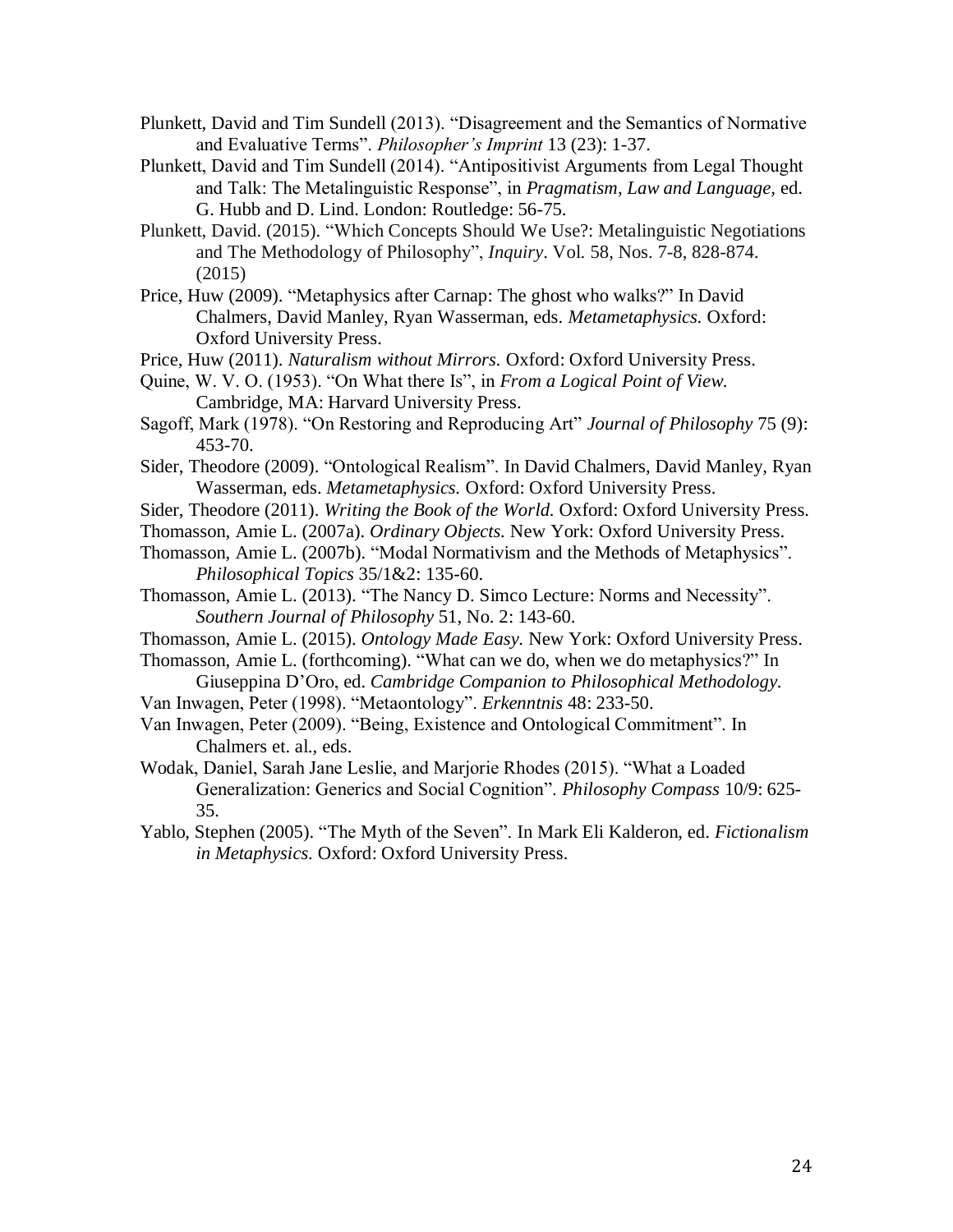Plunkett, David and Tim Sundell (2013). "Disagreement and the Semantics of Normative and Evaluative Terms". *Philosopher's Imprint* 13 (23): 1-37.

Plunkett, David and Tim Sundell (2014). "Antipositivist Arguments from Legal Thought and Talk: The Metalinguistic Response", in *Pragmatism, Law and Language*, ed. G. Hubb and D. Lind. London: Routledge: 56-75.

Plunkett, David. (2015). "Which Concepts Should We Use?: Metalinguistic Negotiations and The Methodology of Philosophy", *Inquiry*. Vol. 58, Nos. 7-8, 828-874. (2015)

Price, Huw (2009). "Metaphysics after Carnap: The ghost who walks?" In David Chalmers, David Manley, Ryan Wasserman, eds. *Metametaphysics.* Oxford: Oxford University Press.

Price, Huw (2011). *Naturalism without Mirrors.* Oxford: Oxford University Press.

Quine, W. V. O. (1953). "On What there Is", in *From a Logical Point of View.* Cambridge, MA: Harvard University Press.

Sagoff, Mark (1978). "On Restoring and Reproducing Art" *Journal of Philosophy* 75 (9): 453-70.

Sider, Theodore (2009). "Ontological Realism". In David Chalmers, David Manley, Ryan Wasserman, eds. *Metametaphysics.* Oxford: Oxford University Press.

Sider, Theodore (2011). *Writing the Book of the World.* Oxford: Oxford University Press.

Thomasson, Amie L. (2007a). *Ordinary Objects.* New York: Oxford University Press.

Thomasson, Amie L. (2007b). "Modal Normativism and the Methods of Metaphysics". *Philosophical Topics* 35/1&2: 135-60.

Thomasson, Amie L. (2013). "The Nancy D. Simco Lecture: Norms and Necessity". *Southern Journal of Philosophy* 51, No. 2: 143-60.

Thomasson, Amie L. (2015). *Ontology Made Easy.* New York: Oxford University Press.

Thomasson, Amie L. (forthcoming). "What can we do, when we do metaphysics?" In Giuseppina D'Oro, ed. *Cambridge Companion to Philosophical Methodology.*

Van Inwagen, Peter (1998). "Metaontology". *Erkenntnis* 48: 233-50.

Van Inwagen, Peter (2009). "Being, Existence and Ontological Commitment". In Chalmers et. al., eds.

Wodak, Daniel, Sarah Jane Leslie, and Marjorie Rhodes (2015). "What a Loaded Generalization: Generics and Social Cognition". *Philosophy Compass* 10/9: 625-35.

Yablo, Stephen (2005). "The Myth of the Seven". In Mark Eli Kalderon, ed. *Fictionalism in Metaphysics.* Oxford: Oxford University Press.